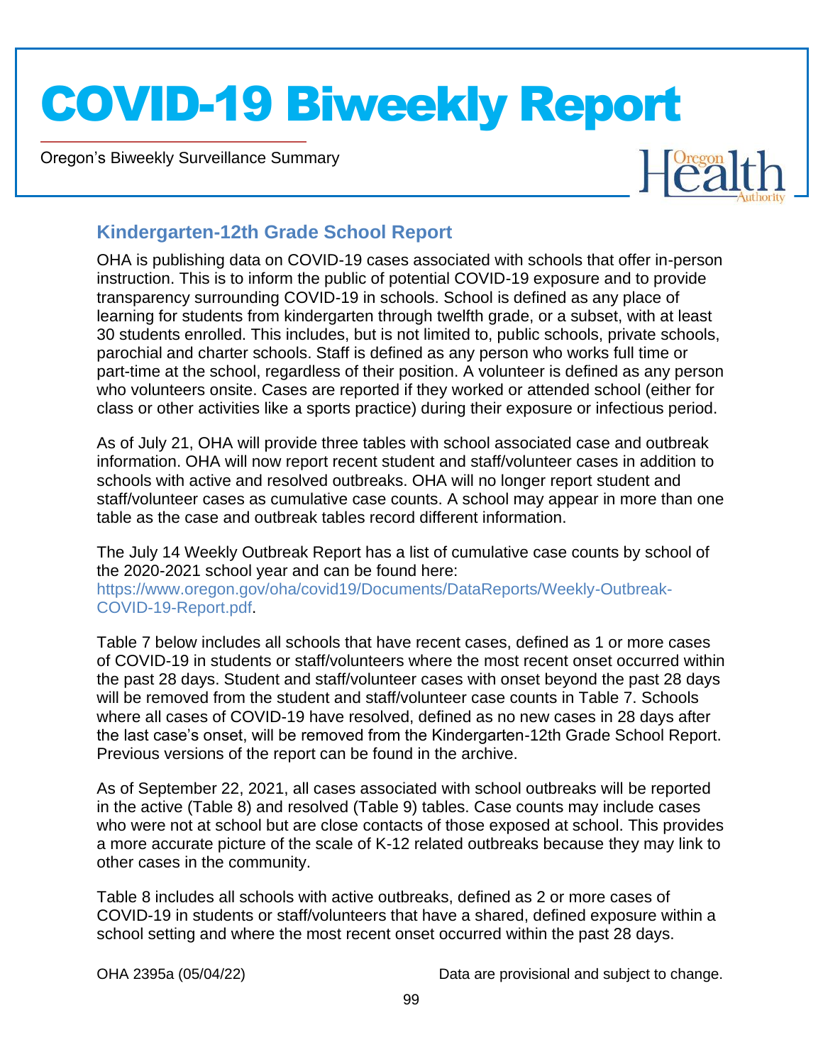## Kindergarten-12th Grade School Report

OHA is publishing data on COVID-19 cases associated with schools that offer in-person instruction. This is to inform the public of potential COVID-19 exposure and to provide transparency surrounding COVID-19 in schools. School is defined as any place of learning for students from kindergarten through twelfth grade, or a subset, with at least 30 students enrolled. This includes, but is not limited to, public schools, private schools, parochial and charter schools. Staff is defined as any person who works full time or part-time at the school, regardless of their position. A volunteer is defined as any person who volunteers onsite. Cases are reported if they worked or attended school (either for class or other activities like a sports practice) during their exposure or infectious period.

As of July 21, OHA will provide three tables with school associated case and outbreak information. OHA will now report recent student and staff/volunteer cases in addition to schools with active and resolved outbreaks. OHA will no longer report student and staff/volunteer cases as cumulative case counts. A school may appear in more than one table as the case and outbreak tables record different information.

The July 14 Weekly Outbreak Report has a list of cumulative case counts by school of the 2020-2021 school year and can be found here: https://www.oregon.gov/oha/covid19/Documents/DataReports/Weekly-Outbreak-COVID-19-Report.pdf.

Table 7 below includes all schools that have recent cases, defined as 1 or more cases of COVID-19 in students or staff/volunteers where the most recent onset occurred within the past 28 days. Student and staff/volunteer cases with onset beyond the past 28 days will be removed from the student and staff/volunteer case counts in Table 7. Schools where all cases of COVID-19 have resolved, defined as no new cases in 28 days after the last case's onset, will be removed from the Kindergarten-12th Grade School Report. Previous versions of the report can be found in the archive.

As of September 22, 2021, all cases associated with school outbreaks will be reported in the active (Table 8) and resolved (Table 9) tables. Case counts may include cases who were not at school but are close contacts of those exposed at school. This provides a more accurate picture of the scale of K-12 related outbreaks because they may link to other cases in the community.

Table 8 includes all schools with active outbreaks, defined as 2 or more cases of COVID-19 in students or staff/volunteers that have a shared, defined exposure within a school setting and where the most recent onset occurred within the past 28 days.

OHA 2395a (05/04/22) Data are provisional and subject to change.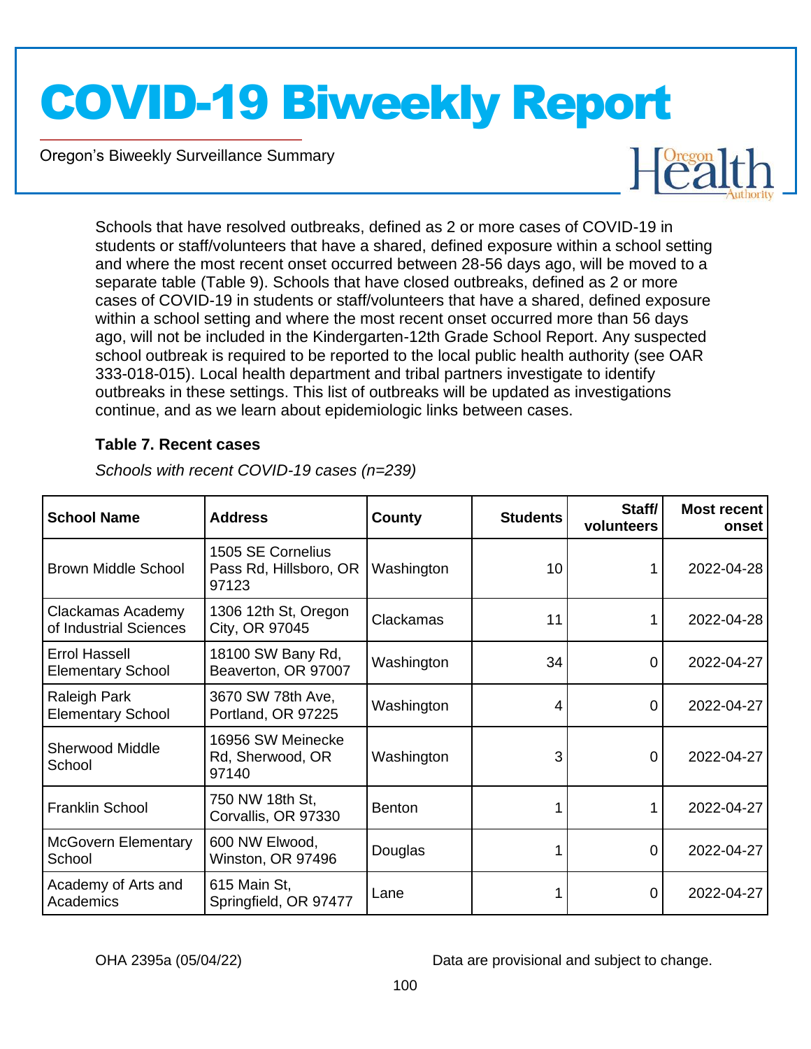Schools that have resolved outbreaks, defined as 2 or more cases of COVID-19 in students or staff/volunteers that have a shared, defined exposure within a school setting and where the most recent onset occurred between 28-56 days ago, will be moved to a separate table (Table 9). Schools that have closed outbreaks, defined as 2 or more cases of COVID-19 in students or staff/volunteers that have a shared, defined exposure within a school setting and where the most recent onset occurred more than 56 days ago, will not be included in the Kindergarten-12th Grade School Report. Any suspected school outbreak is required to be reported to the local public health authority (see OAR 333-018-015). Local health department and tribal partners investigate to identify outbreaks in these settings. This list of outbreaks will be updated as investigations continue, and as we learn about epidemiologic links between cases.

### Table 7. Recent cases

*Schools with recent COVID-19 cases (n=239)*

| School Name | Address | County | Students | Staff/ volunteers | Most recent onset |
|---|---|---|---|---|---|
| Brown Middle School | 1505 SE Cornelius Pass Rd, Hillsboro, OR 97123 | Washington | 10 | 1 | 2022-04-28 |
| Clackamas Academy of Industrial Sciences | 1306 12th St, Oregon City, OR 97045 | Clackamas | 11 | 1 | 2022-04-28 |
| Errol Hassell Elementary School | 18100 SW Bany Rd, Beaverton, OR 97007 | Washington | 34 | 0 | 2022-04-27 |
| Raleigh Park Elementary School | 3670 SW 78th Ave, Portland, OR 97225 | Washington | 4 | 0 | 2022-04-27 |
| Sherwood Middle School | 16956 SW Meinecke Rd, Sherwood, OR 97140 | Washington | 3 | 0 | 2022-04-27 |
| Franklin School | 750 NW 18th St, Corvallis, OR 97330 | Benton | 1 | 1 | 2022-04-27 |
| McGovern Elementary School | 600 NW Elwood, Winston, OR 97496 | Douglas | 1 | 0 | 2022-04-27 |
| Academy of Arts and Academics | 615 Main St, Springfield, OR 97477 | Lane | 1 | 0 | 2022-04-27 |

OHA 2395a (05/04/22) Data are provisional and subject to change.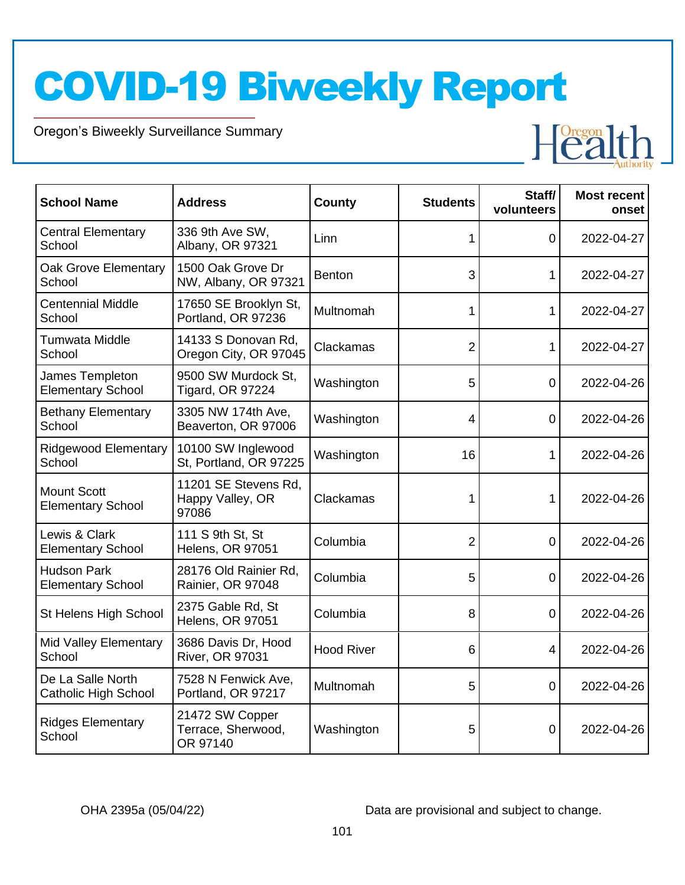# COVID-19 Biweekly Report

Oregon's Biweekly Surveillance Summary

| School Name | Address | County | Students | Staff/ volunteers | Most recent onset |
|---|---|---|---|---|---|
| Central Elementary School | 336 9th Ave SW, Albany, OR 97321 | Linn | 1 | 0 | 2022-04-27 |
| Oak Grove Elementary School | 1500 Oak Grove Dr NW, Albany, OR 97321 | Benton | 3 | 1 | 2022-04-27 |
| Centennial Middle School | 17650 SE Brooklyn St, Portland, OR 97236 | Multnomah | 1 | 1 | 2022-04-27 |
| Tumwata Middle School | 14133 S Donovan Rd, Oregon City, OR 97045 | Clackamas | 2 | 1 | 2022-04-27 |
| James Templeton Elementary School | 9500 SW Murdock St, Tigard, OR 97224 | Washington | 5 | 0 | 2022-04-26 |
| Bethany Elementary School | 3305 NW 174th Ave, Beaverton, OR 97006 | Washington | 4 | 0 | 2022-04-26 |
| Ridgewood Elementary School | 10100 SW Inglewood St, Portland, OR 97225 | Washington | 16 | 1 | 2022-04-26 |
| Mount Scott Elementary School | 11201 SE Stevens Rd, Happy Valley, OR 97086 | Clackamas | 1 | 1 | 2022-04-26 |
| Lewis & Clark Elementary School | 111 S 9th St, St Helens, OR 97051 | Columbia | 2 | 0 | 2022-04-26 |
| Hudson Park Elementary School | 28176 Old Rainier Rd, Rainier, OR 97048 | Columbia | 5 | 0 | 2022-04-26 |
| St Helens High School | 2375 Gable Rd, St Helens, OR 97051 | Columbia | 8 | 0 | 2022-04-26 |
| Mid Valley Elementary School | 3686 Davis Dr, Hood River, OR 97031 | Hood River | 6 | 4 | 2022-04-26 |
| De La Salle North Catholic High School | 7528 N Fenwick Ave, Portland, OR 97217 | Multnomah | 5 | 0 | 2022-04-26 |
| Ridges Elementary School | 21472 SW Copper Terrace, Sherwood, OR 97140 | Washington | 5 | 0 | 2022-04-26 |

OHA 2395a (05/04/22)

Data are provisional and subject to change.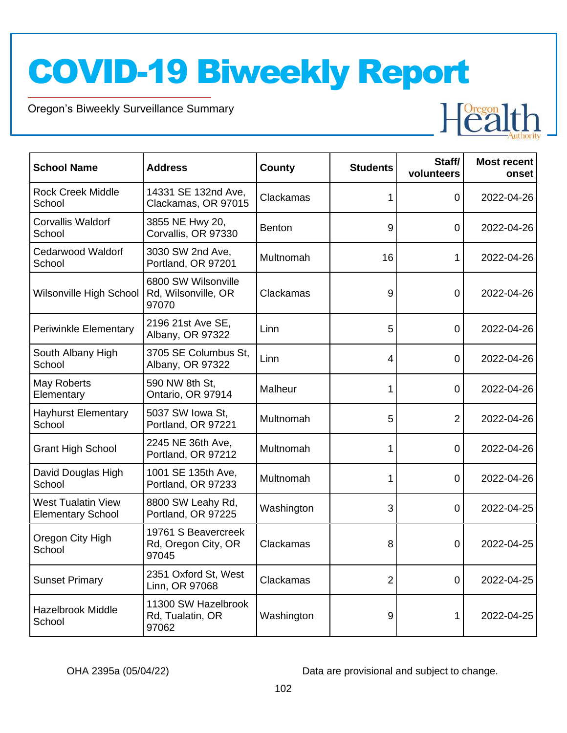# COVID-19 Biweekly Report

Oregon's Biweekly Surveillance Summary

| School Name | Address | County | Students | Staff/ volunteers | Most recent onset |
|---|---|---|---|---|---|
| Rock Creek Middle School | 14331 SE 132nd Ave, Clackamas, OR 97015 | Clackamas | 1 | 0 | 2022-04-26 |
| Corvallis Waldorf School | 3855 NE Hwy 20, Corvallis, OR 97330 | Benton | 9 | 0 | 2022-04-26 |
| Cedarwood Waldorf School | 3030 SW 2nd Ave, Portland, OR 97201 | Multnomah | 16 | 1 | 2022-04-26 |
| Wilsonville High School | 6800 SW Wilsonville Rd, Wilsonville, OR 97070 | Clackamas | 9 | 0 | 2022-04-26 |
| Periwinkle Elementary | 2196 21st Ave SE, Albany, OR 97322 | Linn | 5 | 0 | 2022-04-26 |
| South Albany High School | 3705 SE Columbus St, Albany, OR 97322 | Linn | 4 | 0 | 2022-04-26 |
| May Roberts Elementary | 590 NW 8th St, Ontario, OR 97914 | Malheur | 1 | 0 | 2022-04-26 |
| Hayhurst Elementary School | 5037 SW Iowa St, Portland, OR 97221 | Multnomah | 5 | 2 | 2022-04-26 |
| Grant High School | 2245 NE 36th Ave, Portland, OR 97212 | Multnomah | 1 | 0 | 2022-04-26 |
| David Douglas High School | 1001 SE 135th Ave, Portland, OR 97233 | Multnomah | 1 | 0 | 2022-04-26 |
| West Tualatin View Elementary School | 8800 SW Leahy Rd, Portland, OR 97225 | Washington | 3 | 0 | 2022-04-25 |
| Oregon City High School | 19761 S Beavercreek Rd, Oregon City, OR 97045 | Clackamas | 8 | 0 | 2022-04-25 |
| Sunset Primary | 2351 Oxford St, West Linn, OR 97068 | Clackamas | 2 | 0 | 2022-04-25 |
| Hazelbrook Middle School | 11300 SW Hazelbrook Rd, Tualatin, OR 97062 | Washington | 9 | 1 | 2022-04-25 |

OHA 2395a (05/04/22)

Data are provisional and subject to change.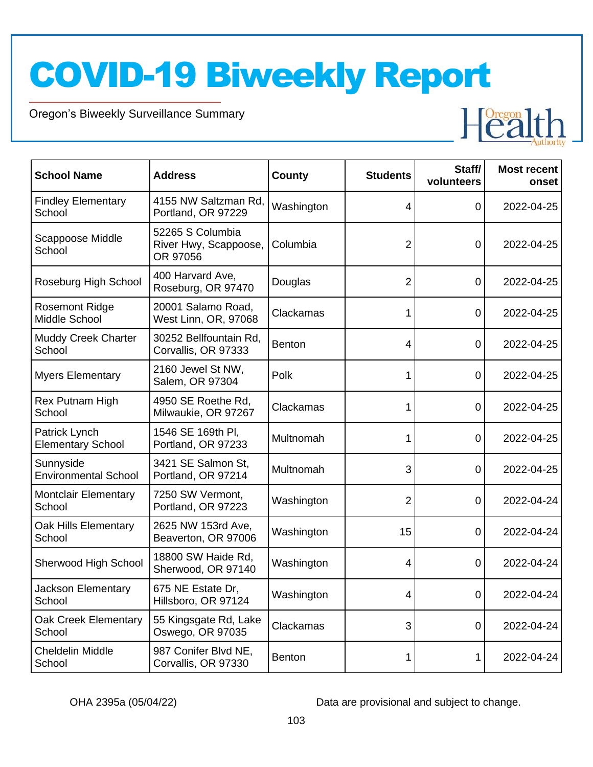# COVID-19 Biweekly Report

Oregon's Biweekly Surveillance Summary

| School Name | Address | County | Students | Staff/ volunteers | Most recent onset |
|---|---|---|---|---|---|
| Findley Elementary School | 4155 NW Saltzman Rd, Portland, OR 97229 | Washington | 4 | 0 | 2022-04-25 |
| Scappoose Middle School | 52265 S Columbia River Hwy, Scappoose, OR 97056 | Columbia | 2 | 0 | 2022-04-25 |
| Roseburg High School | 400 Harvard Ave, Roseburg, OR 97470 | Douglas | 2 | 0 | 2022-04-25 |
| Rosemont Ridge Middle School | 20001 Salamo Road, West Linn, OR, 97068 | Clackamas | 1 | 0 | 2022-04-25 |
| Muddy Creek Charter School | 30252 Bellfountain Rd, Corvallis, OR 97333 | Benton | 4 | 0 | 2022-04-25 |
| Myers Elementary | 2160 Jewel St NW, Salem, OR 97304 | Polk | 1 | 0 | 2022-04-25 |
| Rex Putnam High School | 4950 SE Roethe Rd, Milwaukie, OR 97267 | Clackamas | 1 | 0 | 2022-04-25 |
| Patrick Lynch Elementary School | 1546 SE 169th Pl, Portland, OR 97233 | Multnomah | 1 | 0 | 2022-04-25 |
| Sunnyside Environmental School | 3421 SE Salmon St, Portland, OR 97214 | Multnomah | 3 | 0 | 2022-04-25 |
| Montclair Elementary School | 7250 SW Vermont, Portland, OR 97223 | Washington | 2 | 0 | 2022-04-24 |
| Oak Hills Elementary School | 2625 NW 153rd Ave, Beaverton, OR 97006 | Washington | 15 | 0 | 2022-04-24 |
| Sherwood High School | 18800 SW Haide Rd, Sherwood, OR 97140 | Washington | 4 | 0 | 2022-04-24 |
| Jackson Elementary School | 675 NE Estate Dr, Hillsboro, OR 97124 | Washington | 4 | 0 | 2022-04-24 |
| Oak Creek Elementary School | 55 Kingsgate Rd, Lake Oswego, OR 97035 | Clackamas | 3 | 0 | 2022-04-24 |
| Cheldelin Middle School | 987 Conifer Blvd NE, Corvallis, OR 97330 | Benton | 1 | 1 | 2022-04-24 |

OHA 2395a (05/04/22)

Data are provisional and subject to change.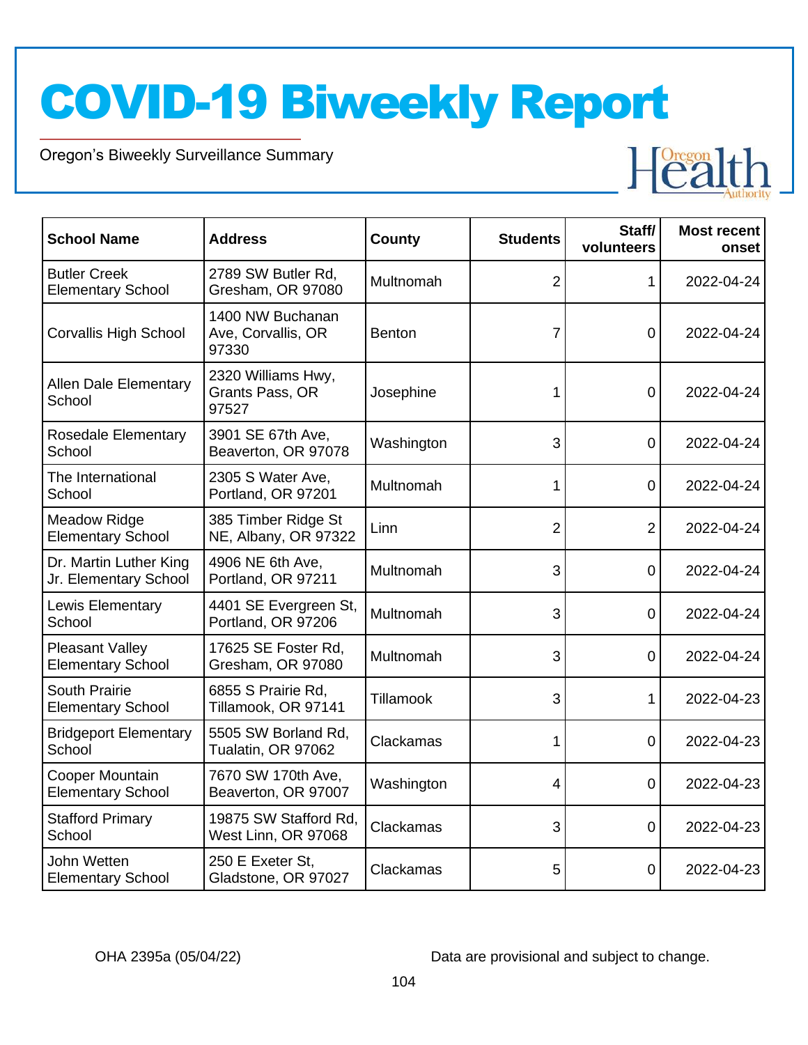# COVID-19 Biweekly Report

Oregon's Biweekly Surveillance Summary

| School Name | Address | County | Students | Staff/ volunteers | Most recent onset |
|---|---|---|---|---|---|
| Butler Creek Elementary School | 2789 SW Butler Rd, Gresham, OR 97080 | Multnomah | 2 | 1 | 2022-04-24 |
| Corvallis High School | 1400 NW Buchanan Ave, Corvallis, OR 97330 | Benton | 7 | 0 | 2022-04-24 |
| Allen Dale Elementary School | 2320 Williams Hwy, Grants Pass, OR 97527 | Josephine | 1 | 0 | 2022-04-24 |
| Rosedale Elementary School | 3901 SE 67th Ave, Beaverton, OR 97078 | Washington | 3 | 0 | 2022-04-24 |
| The International School | 2305 S Water Ave, Portland, OR 97201 | Multnomah | 1 | 0 | 2022-04-24 |
| Meadow Ridge Elementary School | 385 Timber Ridge St NE, Albany, OR 97322 | Linn | 2 | 2 | 2022-04-24 |
| Dr. Martin Luther King Jr. Elementary School | 4906 NE 6th Ave, Portland, OR 97211 | Multnomah | 3 | 0 | 2022-04-24 |
| Lewis Elementary School | 4401 SE Evergreen St, Portland, OR 97206 | Multnomah | 3 | 0 | 2022-04-24 |
| Pleasant Valley Elementary School | 17625 SE Foster Rd, Gresham, OR 97080 | Multnomah | 3 | 0 | 2022-04-24 |
| South Prairie Elementary School | 6855 S Prairie Rd, Tillamook, OR 97141 | Tillamook | 3 | 1 | 2022-04-23 |
| Bridgeport Elementary School | 5505 SW Borland Rd, Tualatin, OR 97062 | Clackamas | 1 | 0 | 2022-04-23 |
| Cooper Mountain Elementary School | 7670 SW 170th Ave, Beaverton, OR 97007 | Washington | 4 | 0 | 2022-04-23 |
| Stafford Primary School | 19875 SW Stafford Rd, West Linn, OR 97068 | Clackamas | 3 | 0 | 2022-04-23 |
| John Wetten Elementary School | 250 E Exeter St, Gladstone, OR 97027 | Clackamas | 5 | 0 | 2022-04-23 |

OHA 2395a (05/04/22)

Data are provisional and subject to change.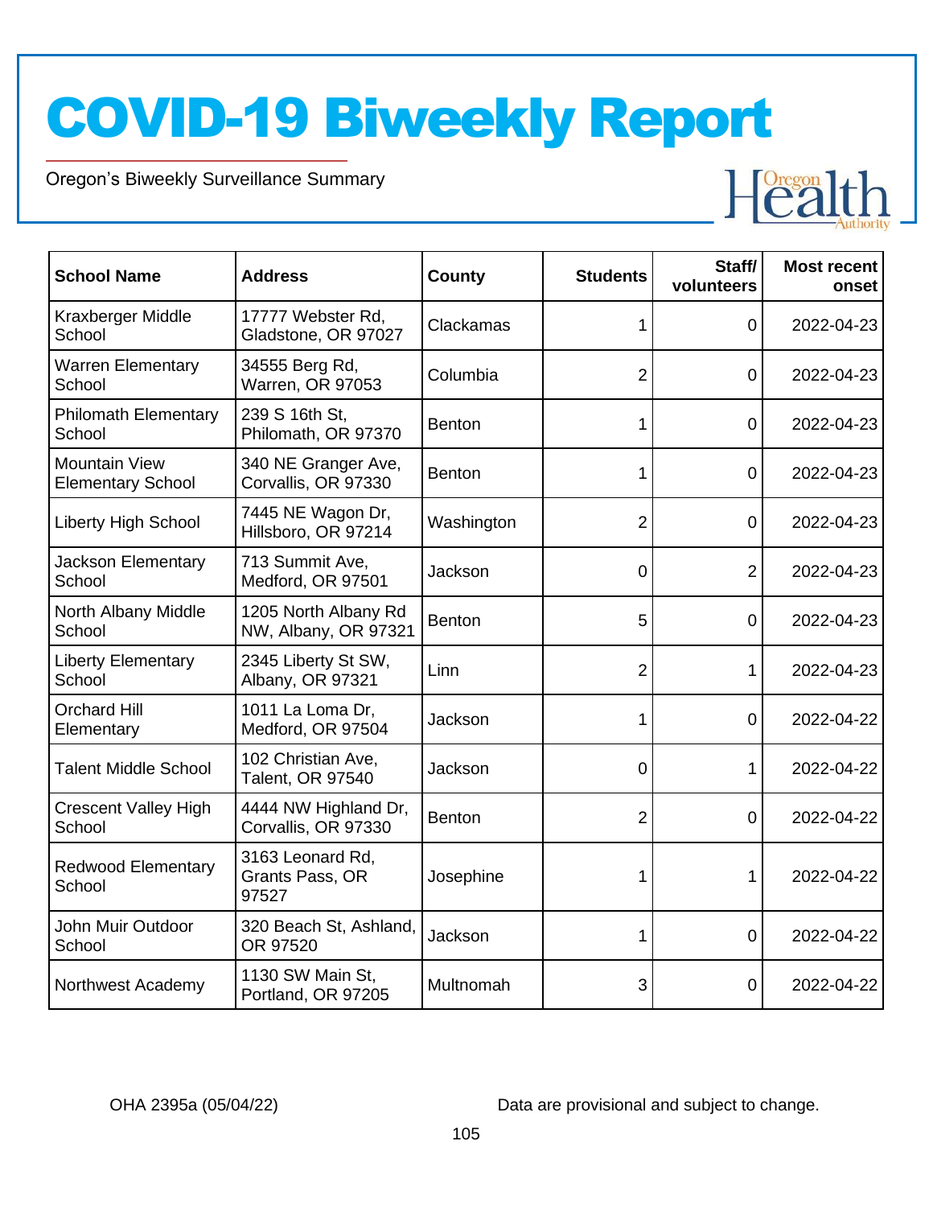# COVID-19 Biweekly Report

Oregon's Biweekly Surveillance Summary

| School Name | Address | County | Students | Staff/ volunteers | Most recent onset |
|---|---|---|---|---|---|
| Kraxberger Middle School | 17777 Webster Rd, Gladstone, OR 97027 | Clackamas | 1 | 0 | 2022-04-23 |
| Warren Elementary School | 34555 Berg Rd, Warren, OR 97053 | Columbia | 2 | 0 | 2022-04-23 |
| Philomath Elementary School | 239 S 16th St, Philomath, OR 97370 | Benton | 1 | 0 | 2022-04-23 |
| Mountain View Elementary School | 340 NE Granger Ave, Corvallis, OR 97330 | Benton | 1 | 0 | 2022-04-23 |
| Liberty High School | 7445 NE Wagon Dr, Hillsboro, OR 97214 | Washington | 2 | 0 | 2022-04-23 |
| Jackson Elementary School | 713 Summit Ave, Medford, OR 97501 | Jackson | 0 | 2 | 2022-04-23 |
| North Albany Middle School | 1205 North Albany Rd NW, Albany, OR 97321 | Benton | 5 | 0 | 2022-04-23 |
| Liberty Elementary School | 2345 Liberty St SW, Albany, OR 97321 | Linn | 2 | 1 | 2022-04-23 |
| Orchard Hill Elementary | 1011 La Loma Dr, Medford, OR 97504 | Jackson | 1 | 0 | 2022-04-22 |
| Talent Middle School | 102 Christian Ave, Talent, OR 97540 | Jackson | 0 | 1 | 2022-04-22 |
| Crescent Valley High School | 4444 NW Highland Dr, Corvallis, OR 97330 | Benton | 2 | 0 | 2022-04-22 |
| Redwood Elementary School | 3163 Leonard Rd, Grants Pass, OR 97527 | Josephine | 1 | 1 | 2022-04-22 |
| John Muir Outdoor School | 320 Beach St, Ashland, OR 97520 | Jackson | 1 | 0 | 2022-04-22 |
| Northwest Academy | 1130 SW Main St, Portland, OR 97205 | Multnomah | 3 | 0 | 2022-04-22 |

OHA 2395a (05/04/22)

Data are provisional and subject to change.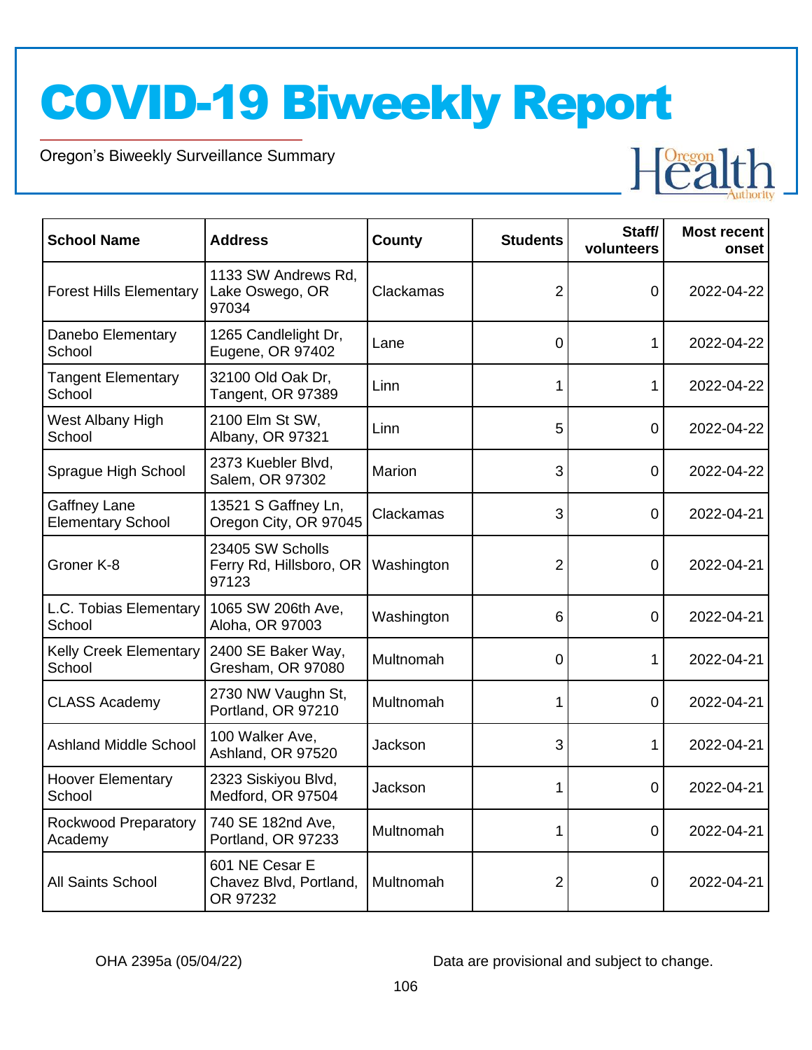# COVID-19 Biweekly Report

Oregon's Biweekly Surveillance Summary

| School Name | Address | County | Students | Staff/ volunteers | Most recent onset |
|---|---|---|---|---|---|
| Forest Hills Elementary | 1133 SW Andrews Rd, Lake Oswego, OR 97034 | Clackamas | 2 | 0 | 2022-04-22 |
| Danebo Elementary School | 1265 Candlelight Dr, Eugene, OR 97402 | Lane | 0 | 1 | 2022-04-22 |
| Tangent Elementary School | 32100 Old Oak Dr, Tangent, OR 97389 | Linn | 1 | 1 | 2022-04-22 |
| West Albany High School | 2100 Elm St SW, Albany, OR 97321 | Linn | 5 | 0 | 2022-04-22 |
| Sprague High School | 2373 Kuebler Blvd, Salem, OR 97302 | Marion | 3 | 0 | 2022-04-22 |
| Gaffney Lane Elementary School | 13521 S Gaffney Ln, Oregon City, OR 97045 | Clackamas | 3 | 0 | 2022-04-21 |
| Groner K-8 | 23405 SW Scholls Ferry Rd, Hillsboro, OR 97123 | Washington | 2 | 0 | 2022-04-21 |
| L.C. Tobias Elementary School | 1065 SW 206th Ave, Aloha, OR 97003 | Washington | 6 | 0 | 2022-04-21 |
| Kelly Creek Elementary School | 2400 SE Baker Way, Gresham, OR 97080 | Multnomah | 0 | 1 | 2022-04-21 |
| CLASS Academy | 2730 NW Vaughn St, Portland, OR 97210 | Multnomah | 1 | 0 | 2022-04-21 |
| Ashland Middle School | 100 Walker Ave, Ashland, OR 97520 | Jackson | 3 | 1 | 2022-04-21 |
| Hoover Elementary School | 2323 Siskiyou Blvd, Medford, OR 97504 | Jackson | 1 | 0 | 2022-04-21 |
| Rockwood Preparatory Academy | 740 SE 182nd Ave, Portland, OR 97233 | Multnomah | 1 | 0 | 2022-04-21 |
| All Saints School | 601 NE Cesar E Chavez Blvd, Portland, OR 97232 | Multnomah | 2 | 0 | 2022-04-21 |

OHA 2395a (05/04/22)

Data are provisional and subject to change.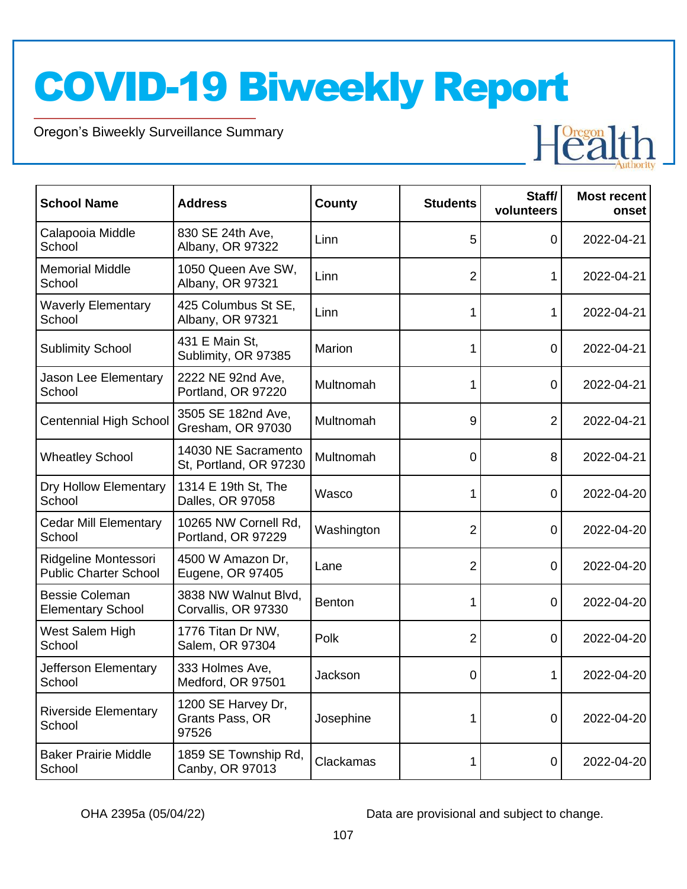# COVID-19 Biweekly Report

Oregon's Biweekly Surveillance Summary

| School Name | Address | County | Students | Staff/ volunteers | Most recent onset |
|---|---|---|---|---|---|
| Calapooia Middle School | 830 SE 24th Ave, Albany, OR 97322 | Linn | 5 | 0 | 2022-04-21 |
| Memorial Middle School | 1050 Queen Ave SW, Albany, OR 97321 | Linn | 2 | 1 | 2022-04-21 |
| Waverly Elementary School | 425 Columbus St SE, Albany, OR 97321 | Linn | 1 | 1 | 2022-04-21 |
| Sublimity School | 431 E Main St, Sublimity, OR 97385 | Marion | 1 | 0 | 2022-04-21 |
| Jason Lee Elementary School | 2222 NE 92nd Ave, Portland, OR 97220 | Multnomah | 1 | 0 | 2022-04-21 |
| Centennial High School | 3505 SE 182nd Ave, Gresham, OR 97030 | Multnomah | 9 | 2 | 2022-04-21 |
| Wheatley School | 14030 NE Sacramento St, Portland, OR 97230 | Multnomah | 0 | 8 | 2022-04-21 |
| Dry Hollow Elementary School | 1314 E 19th St, The Dalles, OR 97058 | Wasco | 1 | 0 | 2022-04-20 |
| Cedar Mill Elementary School | 10265 NW Cornell Rd, Portland, OR 97229 | Washington | 2 | 0 | 2022-04-20 |
| Ridgeline Montessori Public Charter School | 4500 W Amazon Dr, Eugene, OR 97405 | Lane | 2 | 0 | 2022-04-20 |
| Bessie Coleman Elementary School | 3838 NW Walnut Blvd, Corvallis, OR 97330 | Benton | 1 | 0 | 2022-04-20 |
| West Salem High School | 1776 Titan Dr NW, Salem, OR 97304 | Polk | 2 | 0 | 2022-04-20 |
| Jefferson Elementary School | 333 Holmes Ave, Medford, OR 97501 | Jackson | 0 | 1 | 2022-04-20 |
| Riverside Elementary School | 1200 SE Harvey Dr, Grants Pass, OR 97526 | Josephine | 1 | 0 | 2022-04-20 |
| Baker Prairie Middle School | 1859 SE Township Rd, Canby, OR 97013 | Clackamas | 1 | 0 | 2022-04-20 |

OHA 2395a (05/04/22)

Data are provisional and subject to change.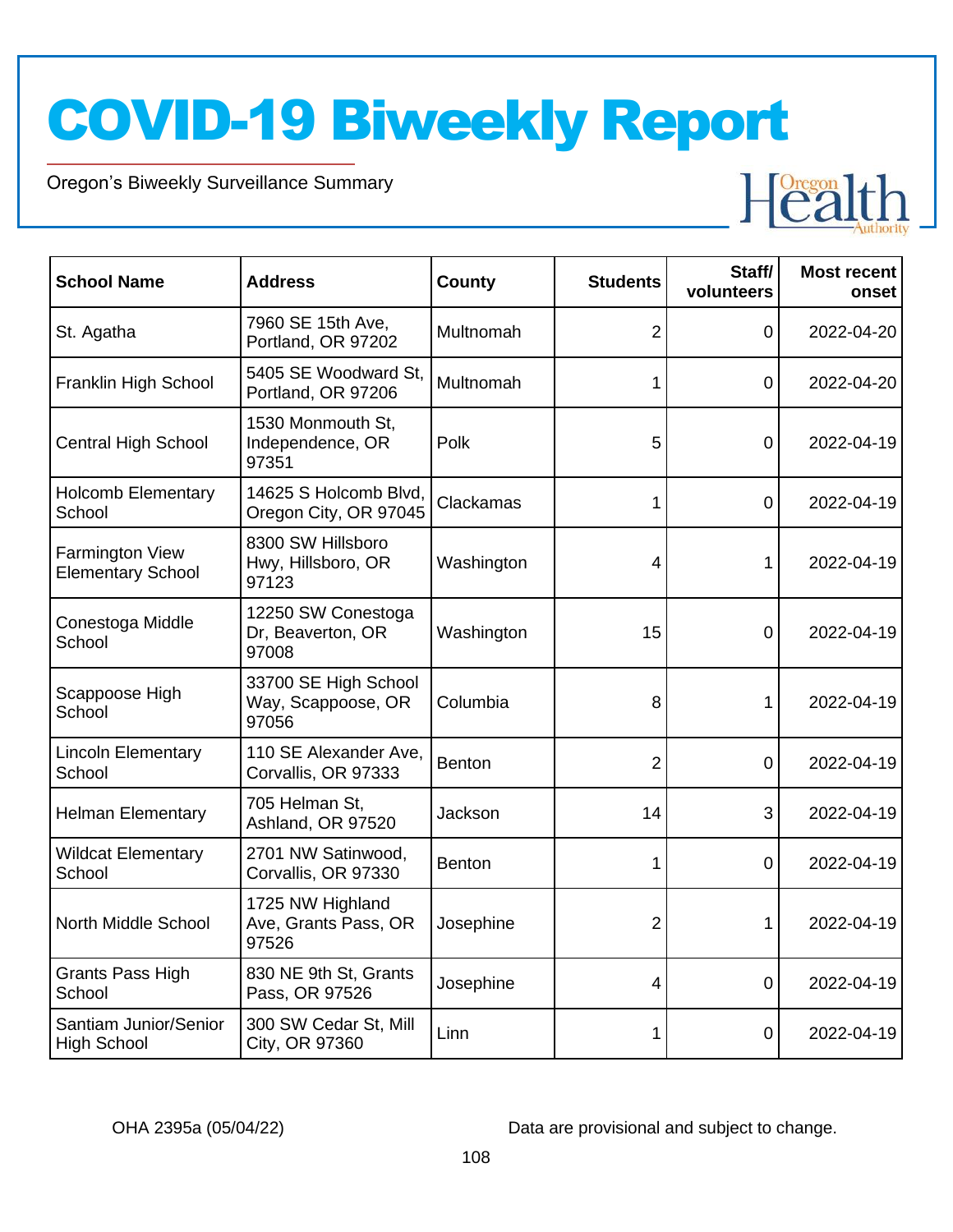# COVID-19 Biweekly Report

Oregon's Biweekly Surveillance Summary

| School Name | Address | County | Students | Staff/ volunteers | Most recent onset |
|---|---|---|---|---|---|
| St. Agatha | 7960 SE 15th Ave, Portland, OR 97202 | Multnomah | 2 | 0 | 2022-04-20 |
| Franklin High School | 5405 SE Woodward St, Portland, OR 97206 | Multnomah | 1 | 0 | 2022-04-20 |
| Central High School | 1530 Monmouth St, Independence, OR 97351 | Polk | 5 | 0 | 2022-04-19 |
| Holcomb Elementary School | 14625 S Holcomb Blvd, Oregon City, OR 97045 | Clackamas | 1 | 0 | 2022-04-19 |
| Farmington View Elementary School | 8300 SW Hillsboro Hwy, Hillsboro, OR 97123 | Washington | 4 | 1 | 2022-04-19 |
| Conestoga Middle School | 12250 SW Conestoga Dr, Beaverton, OR 97008 | Washington | 15 | 0 | 2022-04-19 |
| Scappoose High School | 33700 SE High School Way, Scappoose, OR 97056 | Columbia | 8 | 1 | 2022-04-19 |
| Lincoln Elementary School | 110 SE Alexander Ave, Corvallis, OR 97333 | Benton | 2 | 0 | 2022-04-19 |
| Helman Elementary | 705 Helman St, Ashland, OR 97520 | Jackson | 14 | 3 | 2022-04-19 |
| Wildcat Elementary School | 2701 NW Satinwood, Corvallis, OR 97330 | Benton | 1 | 0 | 2022-04-19 |
| North Middle School | 1725 NW Highland Ave, Grants Pass, OR 97526 | Josephine | 2 | 1 | 2022-04-19 |
| Grants Pass High School | 830 NE 9th St, Grants Pass, OR 97526 | Josephine | 4 | 0 | 2022-04-19 |
| Santiam Junior/Senior High School | 300 SW Cedar St, Mill City, OR 97360 | Linn | 1 | 0 | 2022-04-19 |

OHA 2395a (05/04/22)

Data are provisional and subject to change.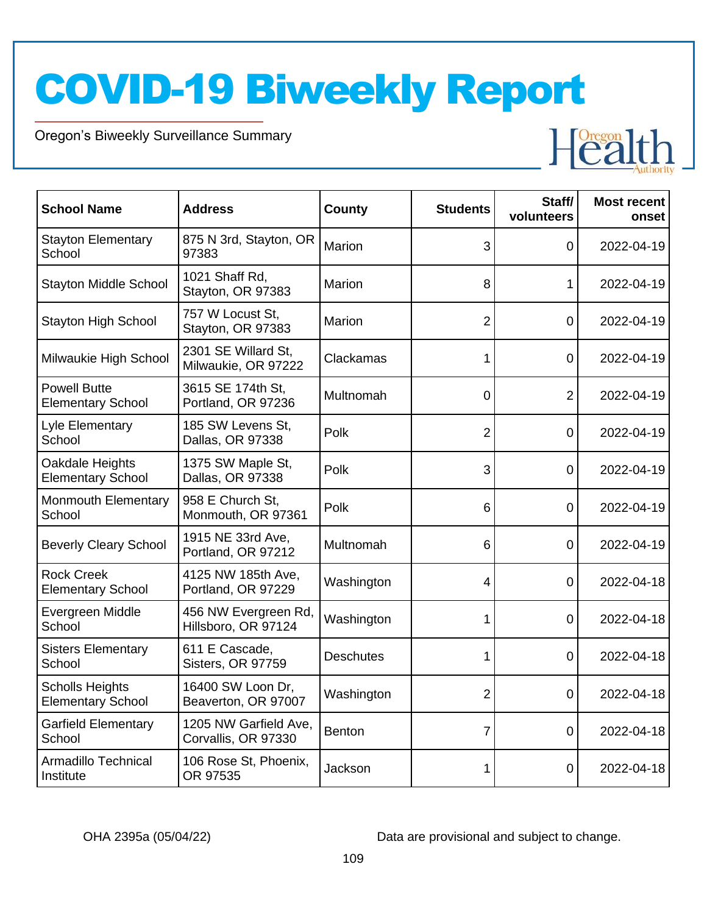# COVID-19 Biweekly Report

Oregon's Biweekly Surveillance Summary

| School Name | Address | County | Students | Staff/ volunteers | Most recent onset |
|---|---|---|---|---|---|
| Stayton Elementary School | 875 N 3rd, Stayton, OR 97383 | Marion | 3 | 0 | 2022-04-19 |
| Stayton Middle School | 1021 Shaff Rd, Stayton, OR 97383 | Marion | 8 | 1 | 2022-04-19 |
| Stayton High School | 757 W Locust St, Stayton, OR 97383 | Marion | 2 | 0 | 2022-04-19 |
| Milwaukie High School | 2301 SE Willard St, Milwaukie, OR 97222 | Clackamas | 1 | 0 | 2022-04-19 |
| Powell Butte Elementary School | 3615 SE 174th St, Portland, OR 97236 | Multnomah | 0 | 2 | 2022-04-19 |
| Lyle Elementary School | 185 SW Levens St, Dallas, OR 97338 | Polk | 2 | 0 | 2022-04-19 |
| Oakdale Heights Elementary School | 1375 SW Maple St, Dallas, OR 97338 | Polk | 3 | 0 | 2022-04-19 |
| Monmouth Elementary School | 958 E Church St, Monmouth, OR 97361 | Polk | 6 | 0 | 2022-04-19 |
| Beverly Cleary School | 1915 NE 33rd Ave, Portland, OR 97212 | Multnomah | 6 | 0 | 2022-04-19 |
| Rock Creek Elementary School | 4125 NW 185th Ave, Portland, OR 97229 | Washington | 4 | 0 | 2022-04-18 |
| Evergreen Middle School | 456 NW Evergreen Rd, Hillsboro, OR 97124 | Washington | 1 | 0 | 2022-04-18 |
| Sisters Elementary School | 611 E Cascade, Sisters, OR 97759 | Deschutes | 1 | 0 | 2022-04-18 |
| Scholls Heights Elementary School | 16400 SW Loon Dr, Beaverton, OR 97007 | Washington | 2 | 0 | 2022-04-18 |
| Garfield Elementary School | 1205 NW Garfield Ave, Corvallis, OR 97330 | Benton | 7 | 0 | 2022-04-18 |
| Armadillo Technical Institute | 106 Rose St, Phoenix, OR 97535 | Jackson | 1 | 0 | 2022-04-18 |

OHA 2395a (05/04/22)

Data are provisional and subject to change.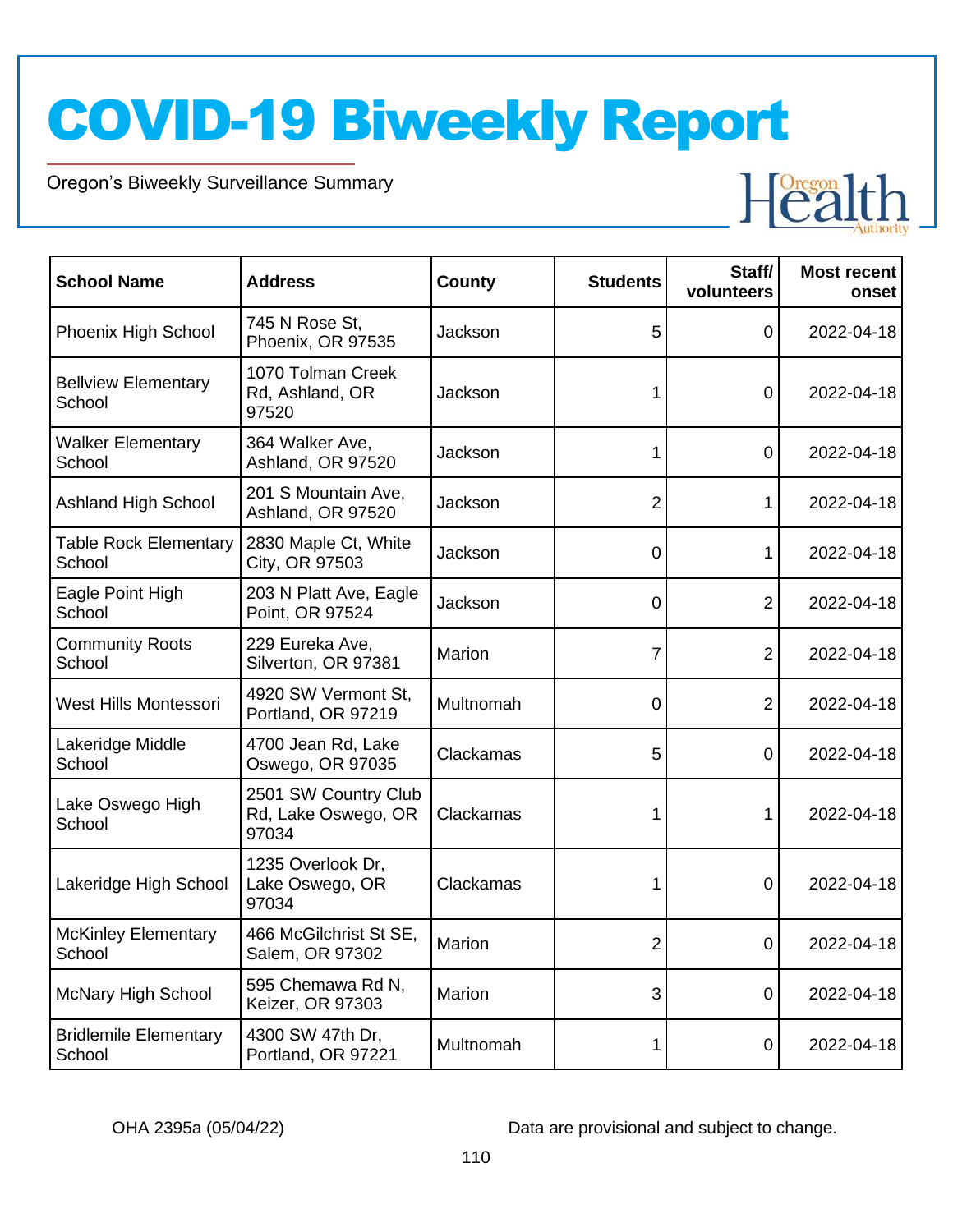# COVID-19 Biweekly Report

Oregon's Biweekly Surveillance Summary

| School Name | Address | County | Students | Staff/ volunteers | Most recent onset |
|---|---|---|---|---|---|
| Phoenix High School | 745 N Rose St, Phoenix, OR 97535 | Jackson | 5 | 0 | 2022-04-18 |
| Bellview Elementary School | 1070 Tolman Creek Rd, Ashland, OR 97520 | Jackson | 1 | 0 | 2022-04-18 |
| Walker Elementary School | 364 Walker Ave, Ashland, OR 97520 | Jackson | 1 | 0 | 2022-04-18 |
| Ashland High School | 201 S Mountain Ave, Ashland, OR 97520 | Jackson | 2 | 1 | 2022-04-18 |
| Table Rock Elementary School | 2830 Maple Ct, White City, OR 97503 | Jackson | 0 | 1 | 2022-04-18 |
| Eagle Point High School | 203 N Platt Ave, Eagle Point, OR 97524 | Jackson | 0 | 2 | 2022-04-18 |
| Community Roots School | 229 Eureka Ave, Silverton, OR 97381 | Marion | 7 | 2 | 2022-04-18 |
| West Hills Montessori | 4920 SW Vermont St, Portland, OR 97219 | Multnomah | 0 | 2 | 2022-04-18 |
| Lakeridge Middle School | 4700 Jean Rd, Lake Oswego, OR 97035 | Clackamas | 5 | 0 | 2022-04-18 |
| Lake Oswego High School | 2501 SW Country Club Rd, Lake Oswego, OR 97034 | Clackamas | 1 | 1 | 2022-04-18 |
| Lakeridge High School | 1235 Overlook Dr, Lake Oswego, OR 97034 | Clackamas | 1 | 0 | 2022-04-18 |
| McKinley Elementary School | 466 McGilchrist St SE, Salem, OR 97302 | Marion | 2 | 0 | 2022-04-18 |
| McNary High School | 595 Chemawa Rd N, Keizer, OR 97303 | Marion | 3 | 0 | 2022-04-18 |
| Bridlemile Elementary School | 4300 SW 47th Dr, Portland, OR 97221 | Multnomah | 1 | 0 | 2022-04-18 |

OHA 2395a (05/04/22)

Data are provisional and subject to change.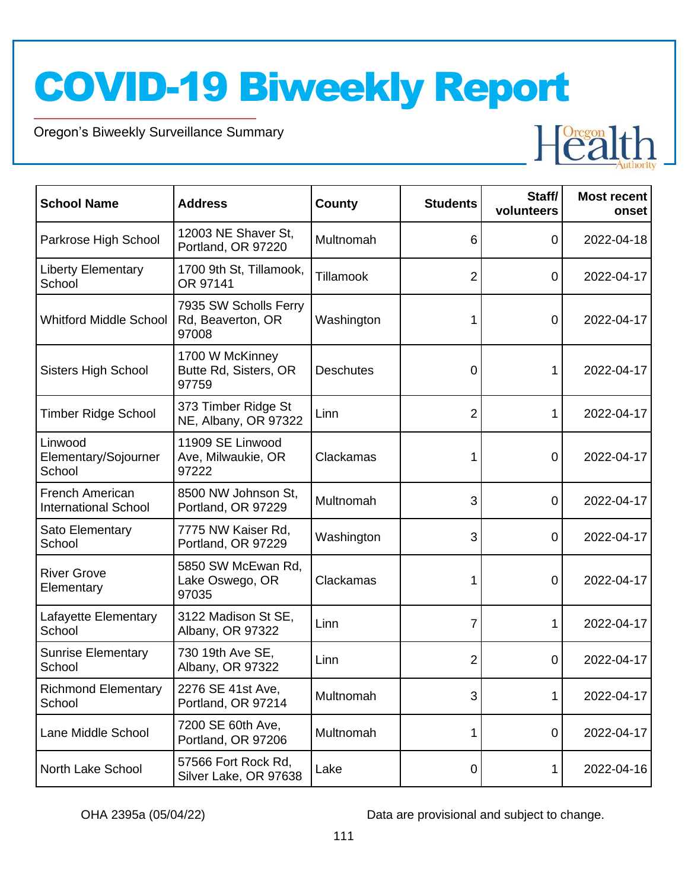# COVID-19 Biweekly Report

Oregon's Biweekly Surveillance Summary

| School Name | Address | County | Students | Staff/ volunteers | Most recent onset |
|---|---|---|---|---|---|
| Parkrose High School | 12003 NE Shaver St, Portland, OR 97220 | Multnomah | 6 | 0 | 2022-04-18 |
| Liberty Elementary School | 1700 9th St, Tillamook, OR 97141 | Tillamook | 2 | 0 | 2022-04-17 |
| Whitford Middle School | 7935 SW Scholls Ferry Rd, Beaverton, OR 97008 | Washington | 1 | 0 | 2022-04-17 |
| Sisters High School | 1700 W McKinney Butte Rd, Sisters, OR 97759 | Deschutes | 0 | 1 | 2022-04-17 |
| Timber Ridge School | 373 Timber Ridge St NE, Albany, OR 97322 | Linn | 2 | 1 | 2022-04-17 |
| Linwood Elementary/Sojourner School | 11909 SE Linwood Ave, Milwaukie, OR 97222 | Clackamas | 1 | 0 | 2022-04-17 |
| French American International School | 8500 NW Johnson St, Portland, OR 97229 | Multnomah | 3 | 0 | 2022-04-17 |
| Sato Elementary School | 7775 NW Kaiser Rd, Portland, OR 97229 | Washington | 3 | 0 | 2022-04-17 |
| River Grove Elementary | 5850 SW McEwan Rd, Lake Oswego, OR 97035 | Clackamas | 1 | 0 | 2022-04-17 |
| Lafayette Elementary School | 3122 Madison St SE, Albany, OR 97322 | Linn | 7 | 1 | 2022-04-17 |
| Sunrise Elementary School | 730 19th Ave SE, Albany, OR 97322 | Linn | 2 | 0 | 2022-04-17 |
| Richmond Elementary School | 2276 SE 41st Ave, Portland, OR 97214 | Multnomah | 3 | 1 | 2022-04-17 |
| Lane Middle School | 7200 SE 60th Ave, Portland, OR 97206 | Multnomah | 1 | 0 | 2022-04-17 |
| North Lake School | 57566 Fort Rock Rd, Silver Lake, OR 97638 | Lake | 0 | 1 | 2022-04-16 |

OHA 2395a (05/04/22)

Data are provisional and subject to change.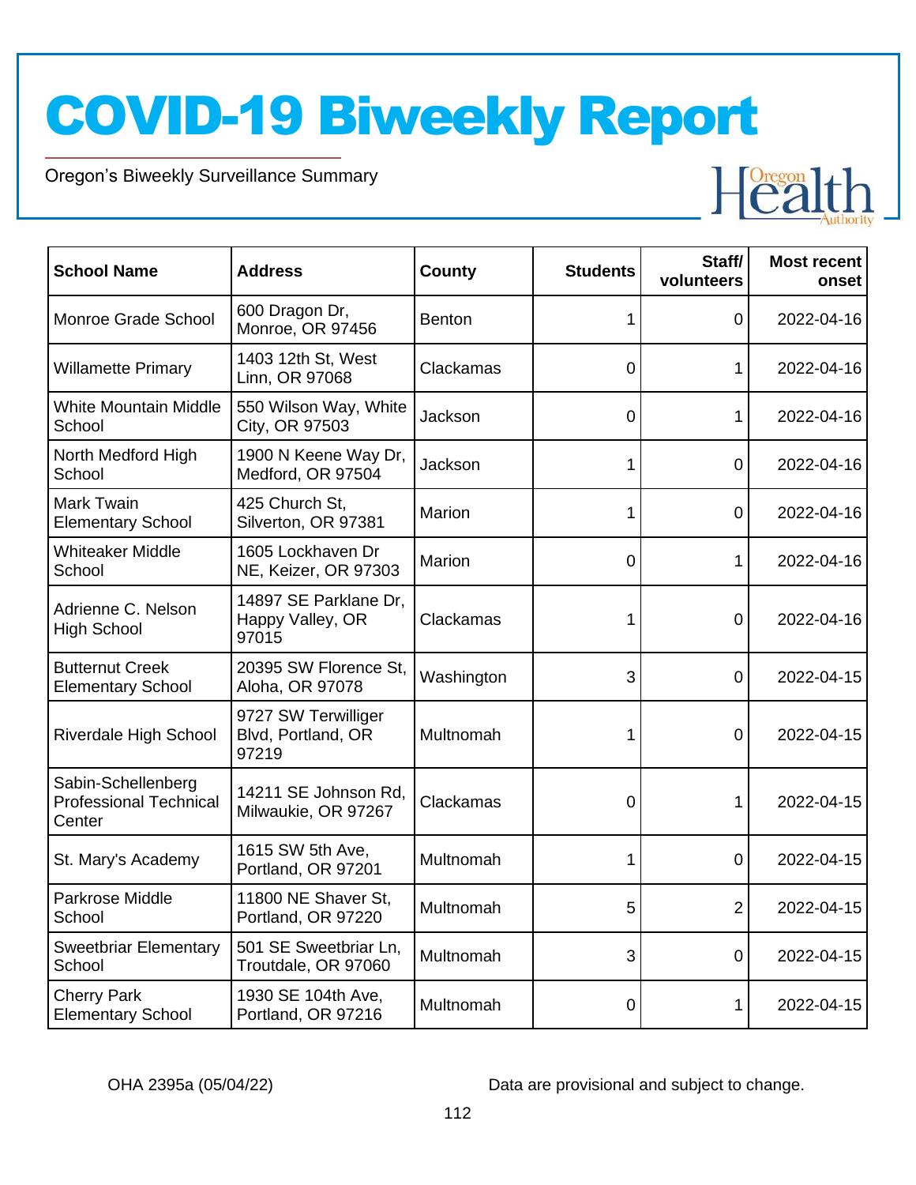# COVID-19 Biweekly Report

Oregon's Biweekly Surveillance Summary

| School Name | Address | County | Students | Staff/ volunteers | Most recent onset |
|---|---|---|---|---|---|
| Monroe Grade School | 600 Dragon Dr, Monroe, OR 97456 | Benton | 1 | 0 | 2022-04-16 |
| Willamette Primary | 1403 12th St, West Linn, OR 97068 | Clackamas | 0 | 1 | 2022-04-16 |
| White Mountain Middle School | 550 Wilson Way, White City, OR 97503 | Jackson | 0 | 1 | 2022-04-16 |
| North Medford High School | 1900 N Keene Way Dr, Medford, OR 97504 | Jackson | 1 | 0 | 2022-04-16 |
| Mark Twain Elementary School | 425 Church St, Silverton, OR 97381 | Marion | 1 | 0 | 2022-04-16 |
| Whiteaker Middle School | 1605 Lockhaven Dr NE, Keizer, OR 97303 | Marion | 0 | 1 | 2022-04-16 |
| Adrienne C. Nelson High School | 14897 SE Parklane Dr, Happy Valley, OR 97015 | Clackamas | 1 | 0 | 2022-04-16 |
| Butternut Creek Elementary School | 20395 SW Florence St, Aloha, OR 97078 | Washington | 3 | 0 | 2022-04-15 |
| Riverdale High School | 9727 SW Terwilliger Blvd, Portland, OR 97219 | Multnomah | 1 | 0 | 2022-04-15 |
| Sabin-Schellenberg Professional Technical Center | 14211 SE Johnson Rd, Milwaukie, OR 97267 | Clackamas | 0 | 1 | 2022-04-15 |
| St. Mary's Academy | 1615 SW 5th Ave, Portland, OR 97201 | Multnomah | 1 | 0 | 2022-04-15 |
| Parkrose Middle School | 11800 NE Shaver St, Portland, OR 97220 | Multnomah | 5 | 2 | 2022-04-15 |
| Sweetbriar Elementary School | 501 SE Sweetbriar Ln, Troutdale, OR 97060 | Multnomah | 3 | 0 | 2022-04-15 |
| Cherry Park Elementary School | 1930 SE 104th Ave, Portland, OR 97216 | Multnomah | 0 | 1 | 2022-04-15 |

OHA 2395a (05/04/22)

Data are provisional and subject to change.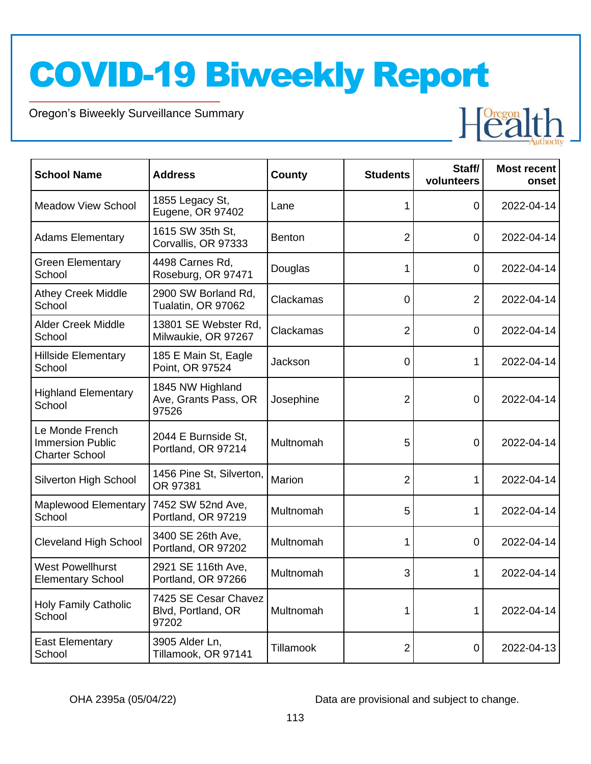# COVID-19 Biweekly Report

Oregon's Biweekly Surveillance Summary

| School Name | Address | County | Students | Staff/ volunteers | Most recent onset |
|---|---|---|---|---|---|
| Meadow View School | 1855 Legacy St, Eugene, OR 97402 | Lane | 1 | 0 | 2022-04-14 |
| Adams Elementary | 1615 SW 35th St, Corvallis, OR 97333 | Benton | 2 | 0 | 2022-04-14 |
| Green Elementary School | 4498 Carnes Rd, Roseburg, OR 97471 | Douglas | 1 | 0 | 2022-04-14 |
| Athey Creek Middle School | 2900 SW Borland Rd, Tualatin, OR 97062 | Clackamas | 0 | 2 | 2022-04-14 |
| Alder Creek Middle School | 13801 SE Webster Rd, Milwaukie, OR 97267 | Clackamas | 2 | 0 | 2022-04-14 |
| Hillside Elementary School | 185 E Main St, Eagle Point, OR 97524 | Jackson | 0 | 1 | 2022-04-14 |
| Highland Elementary School | 1845 NW Highland Ave, Grants Pass, OR 97526 | Josephine | 2 | 0 | 2022-04-14 |
| Le Monde French Immersion Public Charter School | 2044 E Burnside St, Portland, OR 97214 | Multnomah | 5 | 0 | 2022-04-14 |
| Silverton High School | 1456 Pine St, Silverton, OR 97381 | Marion | 2 | 1 | 2022-04-14 |
| Maplewood Elementary School | 7452 SW 52nd Ave, Portland, OR 97219 | Multnomah | 5 | 1 | 2022-04-14 |
| Cleveland High School | 3400 SE 26th Ave, Portland, OR 97202 | Multnomah | 1 | 0 | 2022-04-14 |
| West Powellhurst Elementary School | 2921 SE 116th Ave, Portland, OR 97266 | Multnomah | 3 | 1 | 2022-04-14 |
| Holy Family Catholic School | 7425 SE Cesar Chavez Blvd, Portland, OR 97202 | Multnomah | 1 | 1 | 2022-04-14 |
| East Elementary School | 3905 Alder Ln, Tillamook, OR 97141 | Tillamook | 2 | 0 | 2022-04-13 |

OHA 2395a (05/04/22)

Data are provisional and subject to change.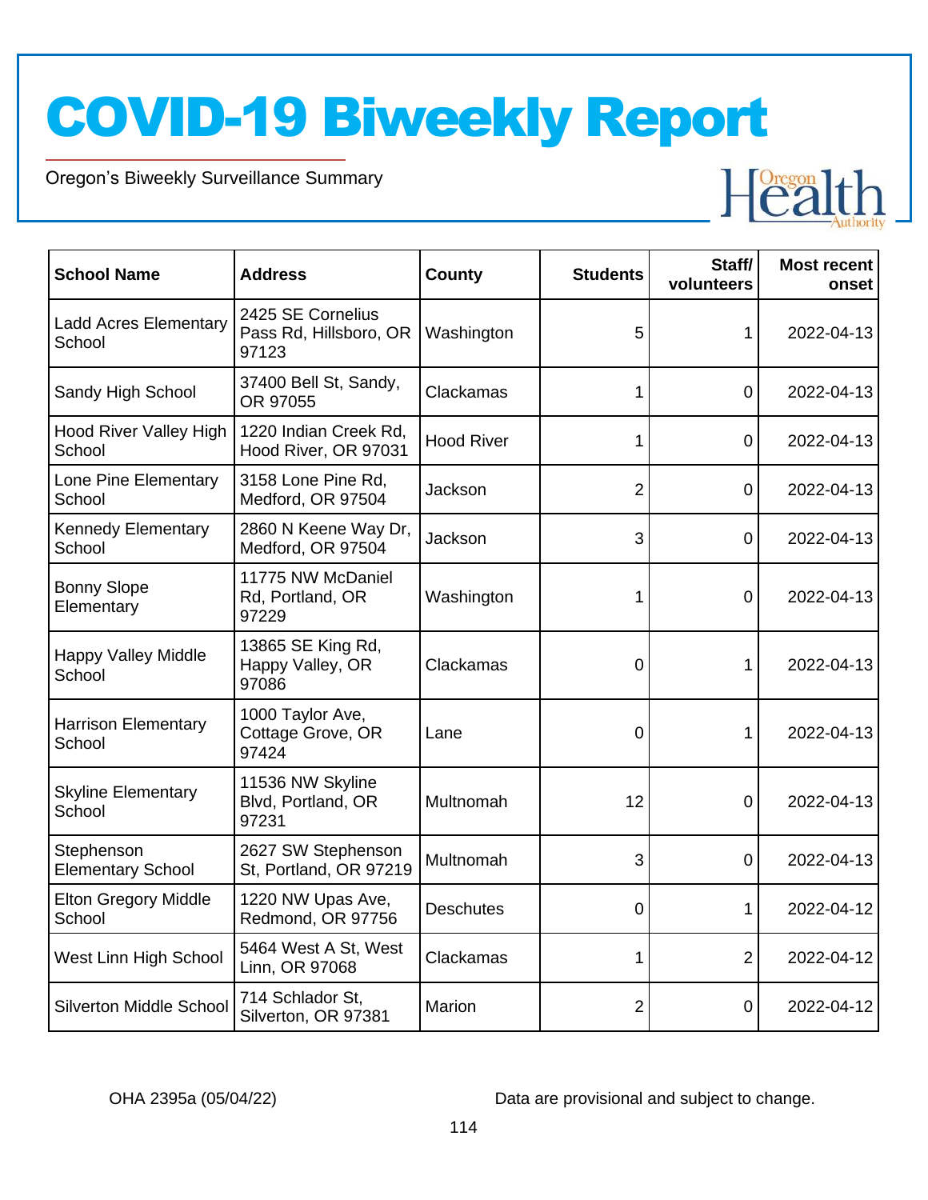# COVID-19 Biweekly Report

Oregon's Biweekly Surveillance Summary

| School Name | Address | County | Students | Staff/ volunteers | Most recent onset |
|---|---|---|---|---|---|
| Ladd Acres Elementary School | 2425 SE Cornelius Pass Rd, Hillsboro, OR 97123 | Washington | 5 | 1 | 2022-04-13 |
| Sandy High School | 37400 Bell St, Sandy, OR 97055 | Clackamas | 1 | 0 | 2022-04-13 |
| Hood River Valley High School | 1220 Indian Creek Rd, Hood River, OR 97031 | Hood River | 1 | 0 | 2022-04-13 |
| Lone Pine Elementary School | 3158 Lone Pine Rd, Medford, OR 97504 | Jackson | 2 | 0 | 2022-04-13 |
| Kennedy Elementary School | 2860 N Keene Way Dr, Medford, OR 97504 | Jackson | 3 | 0 | 2022-04-13 |
| Bonny Slope Elementary | 11775 NW McDaniel Rd, Portland, OR 97229 | Washington | 1 | 0 | 2022-04-13 |
| Happy Valley Middle School | 13865 SE King Rd, Happy Valley, OR 97086 | Clackamas | 0 | 1 | 2022-04-13 |
| Harrison Elementary School | 1000 Taylor Ave, Cottage Grove, OR 97424 | Lane | 0 | 1 | 2022-04-13 |
| Skyline Elementary School | 11536 NW Skyline Blvd, Portland, OR 97231 | Multnomah | 12 | 0 | 2022-04-13 |
| Stephenson Elementary School | 2627 SW Stephenson St, Portland, OR 97219 | Multnomah | 3 | 0 | 2022-04-13 |
| Elton Gregory Middle School | 1220 NW Upas Ave, Redmond, OR 97756 | Deschutes | 0 | 1 | 2022-04-12 |
| West Linn High School | 5464 West A St, West Linn, OR 97068 | Clackamas | 1 | 2 | 2022-04-12 |
| Silverton Middle School | 714 Schlador St, Silverton, OR 97381 | Marion | 2 | 0 | 2022-04-12 |

OHA 2395a (05/04/22)

Data are provisional and subject to change.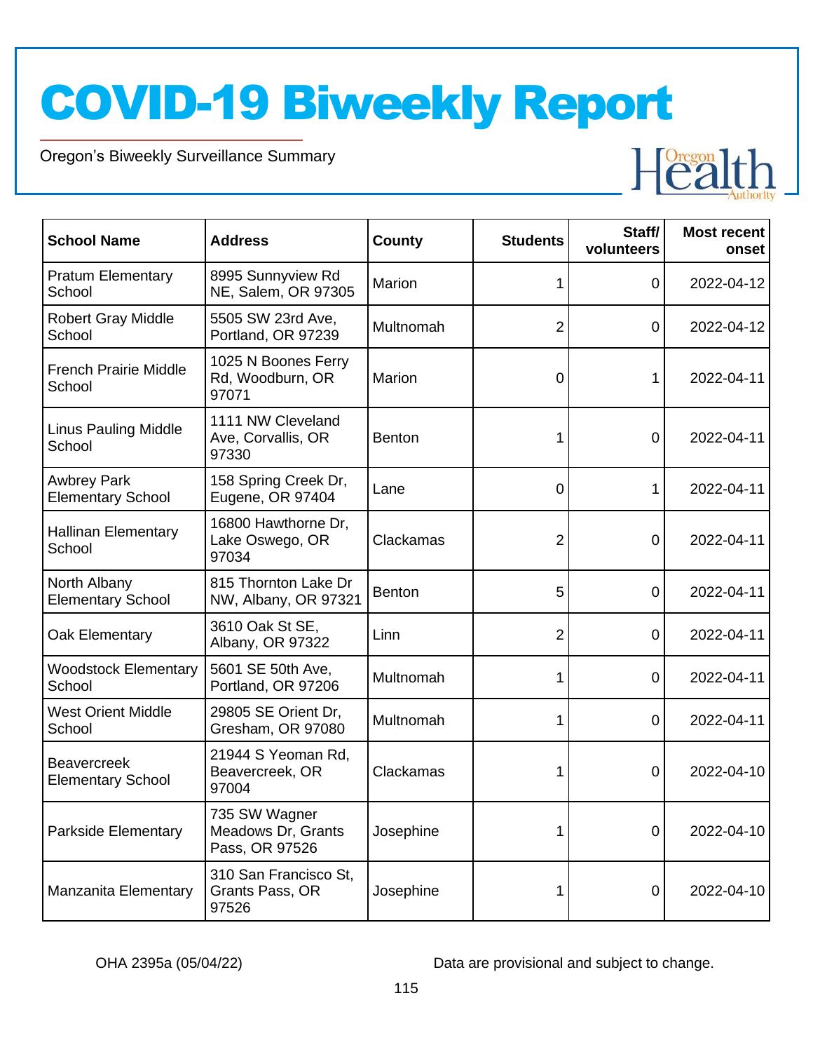# COVID-19 Biweekly Report

Oregon's Biweekly Surveillance Summary

| School Name | Address | County | Students | Staff/ volunteers | Most recent onset |
|---|---|---|---|---|---|
| Pratum Elementary School | 8995 Sunnyview Rd NE, Salem, OR 97305 | Marion | 1 | 0 | 2022-04-12 |
| Robert Gray Middle School | 5505 SW 23rd Ave, Portland, OR 97239 | Multnomah | 2 | 0 | 2022-04-12 |
| French Prairie Middle School | 1025 N Boones Ferry Rd, Woodburn, OR 97071 | Marion | 0 | 1 | 2022-04-11 |
| Linus Pauling Middle School | 1111 NW Cleveland Ave, Corvallis, OR 97330 | Benton | 1 | 0 | 2022-04-11 |
| Awbrey Park Elementary School | 158 Spring Creek Dr, Eugene, OR 97404 | Lane | 0 | 1 | 2022-04-11 |
| Hallinan Elementary School | 16800 Hawthorne Dr, Lake Oswego, OR 97034 | Clackamas | 2 | 0 | 2022-04-11 |
| North Albany Elementary School | 815 Thornton Lake Dr NW, Albany, OR 97321 | Benton | 5 | 0 | 2022-04-11 |
| Oak Elementary | 3610 Oak St SE, Albany, OR 97322 | Linn | 2 | 0 | 2022-04-11 |
| Woodstock Elementary School | 5601 SE 50th Ave, Portland, OR 97206 | Multnomah | 1 | 0 | 2022-04-11 |
| West Orient Middle School | 29805 SE Orient Dr, Gresham, OR 97080 | Multnomah | 1 | 0 | 2022-04-11 |
| Beavercreek Elementary School | 21944 S Yeoman Rd, Beavercreek, OR 97004 | Clackamas | 1 | 0 | 2022-04-10 |
| Parkside Elementary | 735 SW Wagner Meadows Dr, Grants Pass, OR 97526 | Josephine | 1 | 0 | 2022-04-10 |
| Manzanita Elementary | 310 San Francisco St, Grants Pass, OR 97526 | Josephine | 1 | 0 | 2022-04-10 |

OHA 2395a (05/04/22)

Data are provisional and subject to change.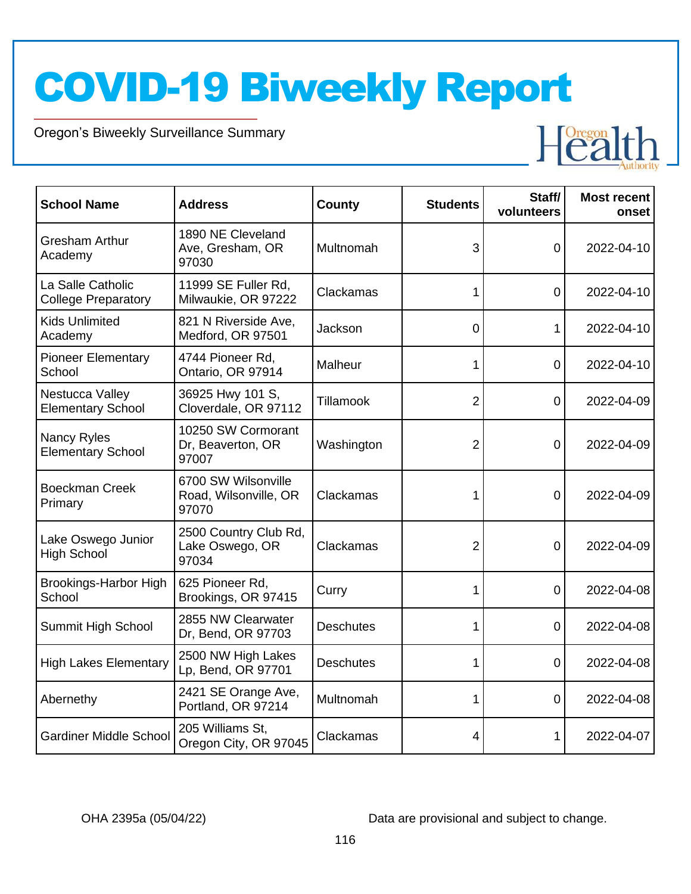# COVID-19 Biweekly Report

Oregon's Biweekly Surveillance Summary

| School Name | Address | County | Students | Staff/ volunteers | Most recent onset |
|---|---|---|---|---|---|
| Gresham Arthur Academy | 1890 NE Cleveland Ave, Gresham, OR 97030 | Multnomah | 3 | 0 | 2022-04-10 |
| La Salle Catholic College Preparatory | 11999 SE Fuller Rd, Milwaukie, OR 97222 | Clackamas | 1 | 0 | 2022-04-10 |
| Kids Unlimited Academy | 821 N Riverside Ave, Medford, OR 97501 | Jackson | 0 | 1 | 2022-04-10 |
| Pioneer Elementary School | 4744 Pioneer Rd, Ontario, OR 97914 | Malheur | 1 | 0 | 2022-04-10 |
| Nestucca Valley Elementary School | 36925 Hwy 101 S, Cloverdale, OR 97112 | Tillamook | 2 | 0 | 2022-04-09 |
| Nancy Ryles Elementary School | 10250 SW Cormorant Dr, Beaverton, OR 97007 | Washington | 2 | 0 | 2022-04-09 |
| Boeckman Creek Primary | 6700 SW Wilsonville Road, Wilsonville, OR 97070 | Clackamas | 1 | 0 | 2022-04-09 |
| Lake Oswego Junior High School | 2500 Country Club Rd, Lake Oswego, OR 97034 | Clackamas | 2 | 0 | 2022-04-09 |
| Brookings-Harbor High School | 625 Pioneer Rd, Brookings, OR 97415 | Curry | 1 | 0 | 2022-04-08 |
| Summit High School | 2855 NW Clearwater Dr, Bend, OR 97703 | Deschutes | 1 | 0 | 2022-04-08 |
| High Lakes Elementary | 2500 NW High Lakes Lp, Bend, OR 97701 | Deschutes | 1 | 0 | 2022-04-08 |
| Abernethy | 2421 SE Orange Ave, Portland, OR 97214 | Multnomah | 1 | 0 | 2022-04-08 |
| Gardiner Middle School | 205 Williams St, Oregon City, OR 97045 | Clackamas | 4 | 1 | 2022-04-07 |

OHA 2395a (05/04/22)

Data are provisional and subject to change.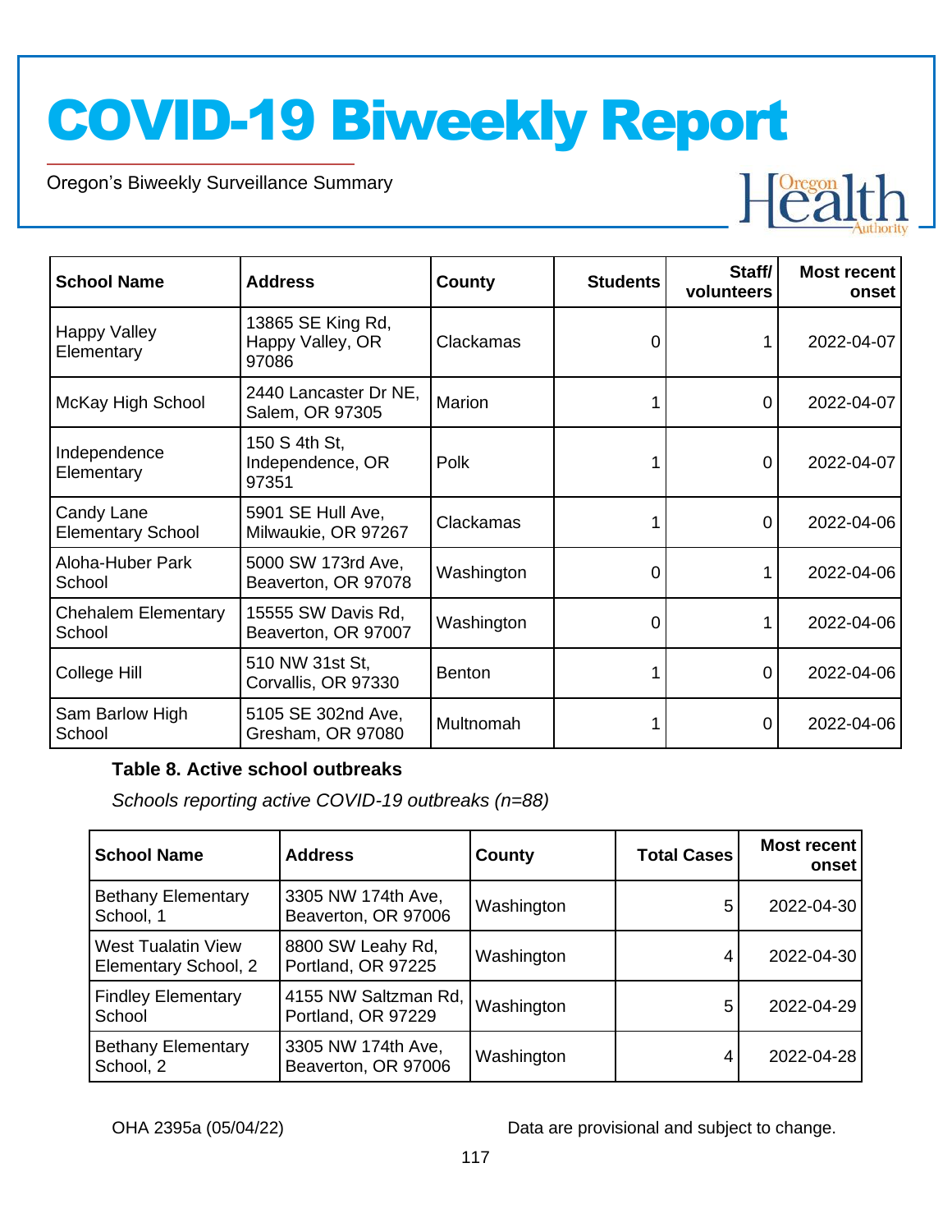| School Name | Address | County | Students | Staff/ volunteers | Most recent onset |
|---|---|---|---|---|---|
| Happy Valley Elementary | 13865 SE King Rd, Happy Valley, OR 97086 | Clackamas | 0 | 1 | 2022-04-07 |
| McKay High School | 2440 Lancaster Dr NE, Salem, OR 97305 | Marion | 1 | 0 | 2022-04-07 |
| Independence Elementary | 150 S 4th St, Independence, OR 97351 | Polk | 1 | 0 | 2022-04-07 |
| Candy Lane Elementary School | 5901 SE Hull Ave, Milwaukie, OR 97267 | Clackamas | 1 | 0 | 2022-04-06 |
| Aloha-Huber Park School | 5000 SW 173rd Ave, Beaverton, OR 97078 | Washington | 0 | 1 | 2022-04-06 |
| Chehalem Elementary School | 15555 SW Davis Rd, Beaverton, OR 97007 | Washington | 0 | 1 | 2022-04-06 |
| College Hill | 510 NW 31st St, Corvallis, OR 97330 | Benton | 1 | 0 | 2022-04-06 |
| Sam Barlow High School | 5105 SE 302nd Ave, Gresham, OR 97080 | Multnomah | 1 | 0 | 2022-04-06 |

**Table 8. Active school outbreaks**

*Schools reporting active COVID-19 outbreaks (n=88)*

| School Name | Address | County | Total Cases | Most recent onset |
|---|---|---|---|---|
| Bethany Elementary School, 1 | 3305 NW 174th Ave, Beaverton, OR 97006 | Washington | 5 | 2022-04-30 |
| West Tualatin View Elementary School, 2 | 8800 SW Leahy Rd, Portland, OR 97225 | Washington | 4 | 2022-04-30 |
| Findley Elementary School | 4155 NW Saltzman Rd, Portland, OR 97229 | Washington | 5 | 2022-04-29 |
| Bethany Elementary School, 2 | 3305 NW 174th Ave, Beaverton, OR 97006 | Washington | 4 | 2022-04-28 |

OHA 2395a (05/04/22)

Data are provisional and subject to change.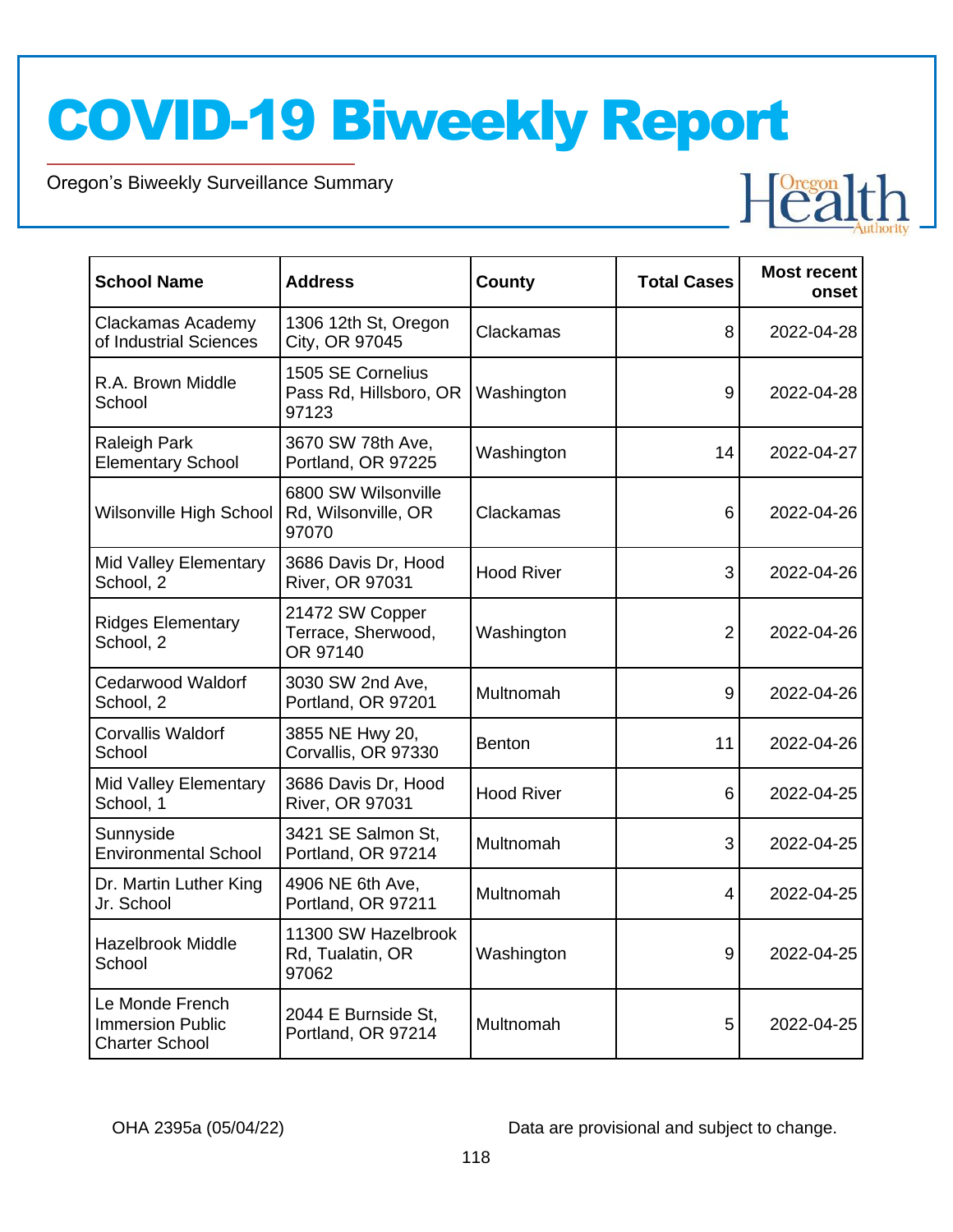| School Name | Address | County | Total Cases | Most recent onset |
|---|---|---|---|---|
| Clackamas Academy of Industrial Sciences | 1306 12th St, Oregon City, OR 97045 | Clackamas | 8 | 2022-04-28 |
| R.A. Brown Middle School | 1505 SE Cornelius Pass Rd, Hillsboro, OR 97123 | Washington | 9 | 2022-04-28 |
| Raleigh Park Elementary School | 3670 SW 78th Ave, Portland, OR 97225 | Washington | 14 | 2022-04-27 |
| Wilsonville High School | 6800 SW Wilsonville Rd, Wilsonville, OR 97070 | Clackamas | 6 | 2022-04-26 |
| Mid Valley Elementary School, 2 | 3686 Davis Dr, Hood River, OR 97031 | Hood River | 3 | 2022-04-26 |
| Ridges Elementary School, 2 | 21472 SW Copper Terrace, Sherwood, OR 97140 | Washington | 2 | 2022-04-26 |
| Cedarwood Waldorf School, 2 | 3030 SW 2nd Ave, Portland, OR 97201 | Multnomah | 9 | 2022-04-26 |
| Corvallis Waldorf School | 3855 NE Hwy 20, Corvallis, OR 97330 | Benton | 11 | 2022-04-26 |
| Mid Valley Elementary School, 1 | 3686 Davis Dr, Hood River, OR 97031 | Hood River | 6 | 2022-04-25 |
| Sunnyside Environmental School | 3421 SE Salmon St, Portland, OR 97214 | Multnomah | 3 | 2022-04-25 |
| Dr. Martin Luther King Jr. School | 4906 NE 6th Ave, Portland, OR 97211 | Multnomah | 4 | 2022-04-25 |
| Hazelbrook Middle School | 11300 SW Hazelbrook Rd, Tualatin, OR 97062 | Washington | 9 | 2022-04-25 |
| Le Monde French Immersion Public Charter School | 2044 E Burnside St, Portland, OR 97214 | Multnomah | 5 | 2022-04-25 |

OHA 2395a (05/04/22)

Data are provisional and subject to change.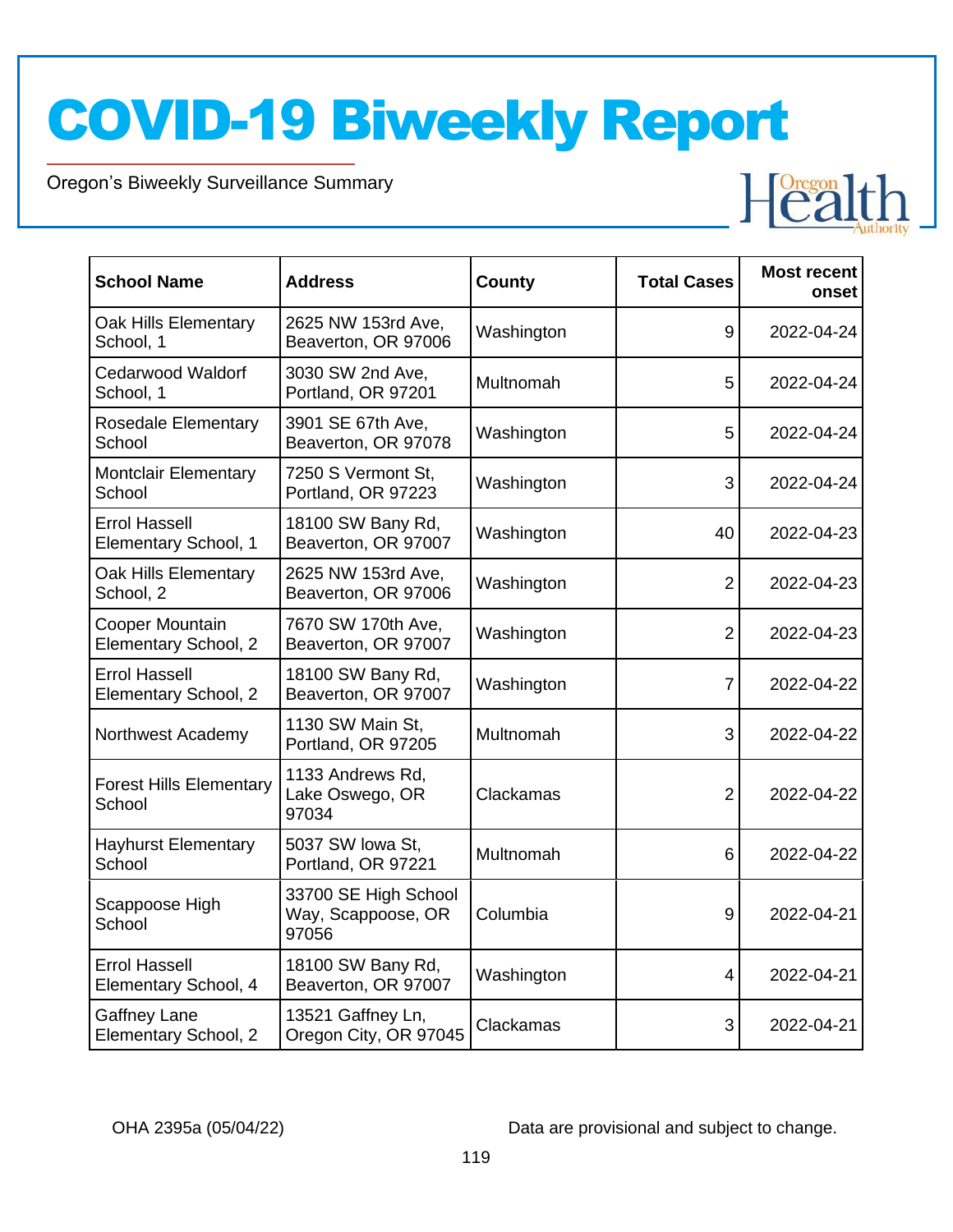| School Name | Address | County | Total Cases | Most recent onset |
|---|---|---|---|---|
| Oak Hills Elementary School, 1 | 2625 NW 153rd Ave, Beaverton, OR 97006 | Washington | 9 | 2022-04-24 |
| Cedarwood Waldorf School, 1 | 3030 SW 2nd Ave, Portland, OR 97201 | Multnomah | 5 | 2022-04-24 |
| Rosedale Elementary School | 3901 SE 67th Ave, Beaverton, OR 97078 | Washington | 5 | 2022-04-24 |
| Montclair Elementary School | 7250 S Vermont St, Portland, OR 97223 | Washington | 3 | 2022-04-24 |
| Errol Hassell Elementary School, 1 | 18100 SW Bany Rd, Beaverton, OR 97007 | Washington | 40 | 2022-04-23 |
| Oak Hills Elementary School, 2 | 2625 NW 153rd Ave, Beaverton, OR 97006 | Washington | 2 | 2022-04-23 |
| Cooper Mountain Elementary School, 2 | 7670 SW 170th Ave, Beaverton, OR 97007 | Washington | 2 | 2022-04-23 |
| Errol Hassell Elementary School, 2 | 18100 SW Bany Rd, Beaverton, OR 97007 | Washington | 7 | 2022-04-22 |
| Northwest Academy | 1130 SW Main St, Portland, OR 97205 | Multnomah | 3 | 2022-04-22 |
| Forest Hills Elementary School | 1133 Andrews Rd, Lake Oswego, OR 97034 | Clackamas | 2 | 2022-04-22 |
| Hayhurst Elementary School | 5037 SW Iowa St, Portland, OR 97221 | Multnomah | 6 | 2022-04-22 |
| Scappoose High School | 33700 SE High School Way, Scappoose, OR 97056 | Columbia | 9 | 2022-04-21 |
| Errol Hassell Elementary School, 4 | 18100 SW Bany Rd, Beaverton, OR 97007 | Washington | 4 | 2022-04-21 |
| Gaffney Lane Elementary School, 2 | 13521 Gaffney Ln, Oregon City, OR 97045 | Clackamas | 3 | 2022-04-21 |

OHA 2395a (05/04/22)

Data are provisional and subject to change.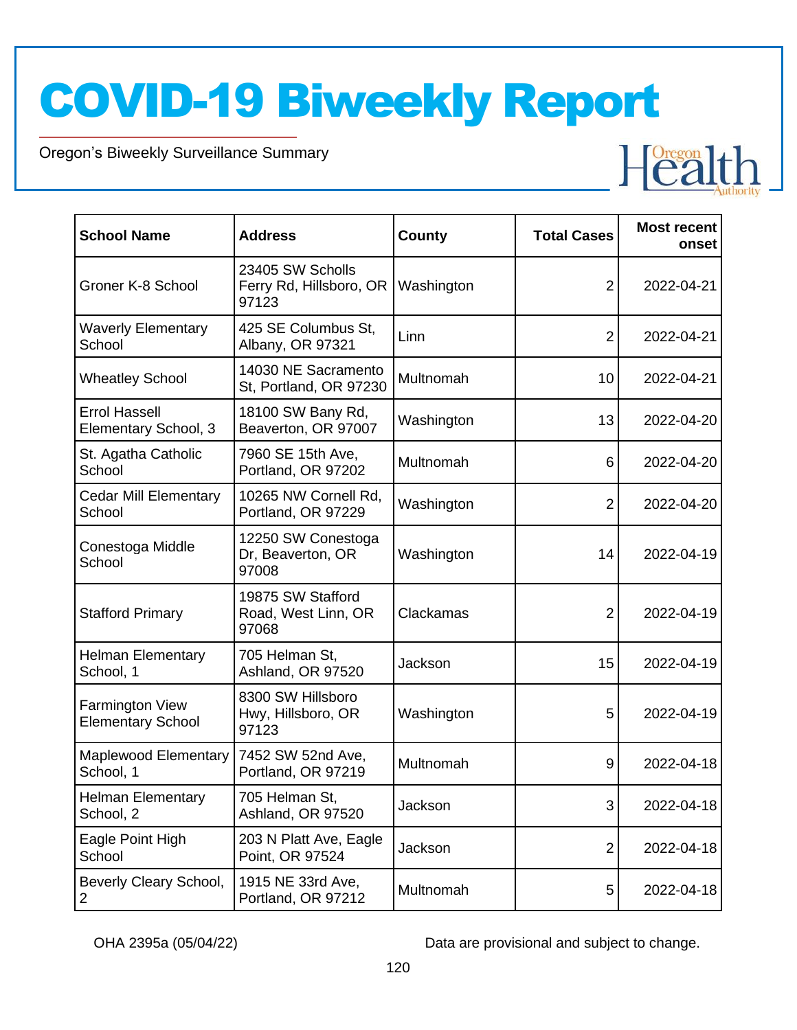| School Name | Address | County | Total Cases | Most recent onset |
|---|---|---|---|---|
| Groner K-8 School | 23405 SW Scholls Ferry Rd, Hillsboro, OR 97123 | Washington | 2 | 2022-04-21 |
| Waverly Elementary School | 425 SE Columbus St, Albany, OR 97321 | Linn | 2 | 2022-04-21 |
| Wheatley School | 14030 NE Sacramento St, Portland, OR 97230 | Multnomah | 10 | 2022-04-21 |
| Errol Hassell Elementary School, 3 | 18100 SW Bany Rd, Beaverton, OR 97007 | Washington | 13 | 2022-04-20 |
| St. Agatha Catholic School | 7960 SE 15th Ave, Portland, OR 97202 | Multnomah | 6 | 2022-04-20 |
| Cedar Mill Elementary School | 10265 NW Cornell Rd, Portland, OR 97229 | Washington | 2 | 2022-04-20 |
| Conestoga Middle School | 12250 SW Conestoga Dr, Beaverton, OR 97008 | Washington | 14 | 2022-04-19 |
| Stafford Primary | 19875 SW Stafford Road, West Linn, OR 97068 | Clackamas | 2 | 2022-04-19 |
| Helman Elementary School, 1 | 705 Helman St, Ashland, OR 97520 | Jackson | 15 | 2022-04-19 |
| Farmington View Elementary School | 8300 SW Hillsboro Hwy, Hillsboro, OR 97123 | Washington | 5 | 2022-04-19 |
| Maplewood Elementary School, 1 | 7452 SW 52nd Ave, Portland, OR 97219 | Multnomah | 9 | 2022-04-18 |
| Helman Elementary School, 2 | 705 Helman St, Ashland, OR 97520 | Jackson | 3 | 2022-04-18 |
| Eagle Point High School | 203 N Platt Ave, Eagle Point, OR 97524 | Jackson | 2 | 2022-04-18 |
| Beverly Cleary School, 2 | 1915 NE 33rd Ave, Portland, OR 97212 | Multnomah | 5 | 2022-04-18 |

OHA 2395a (05/04/22) Data are provisional and subject to change.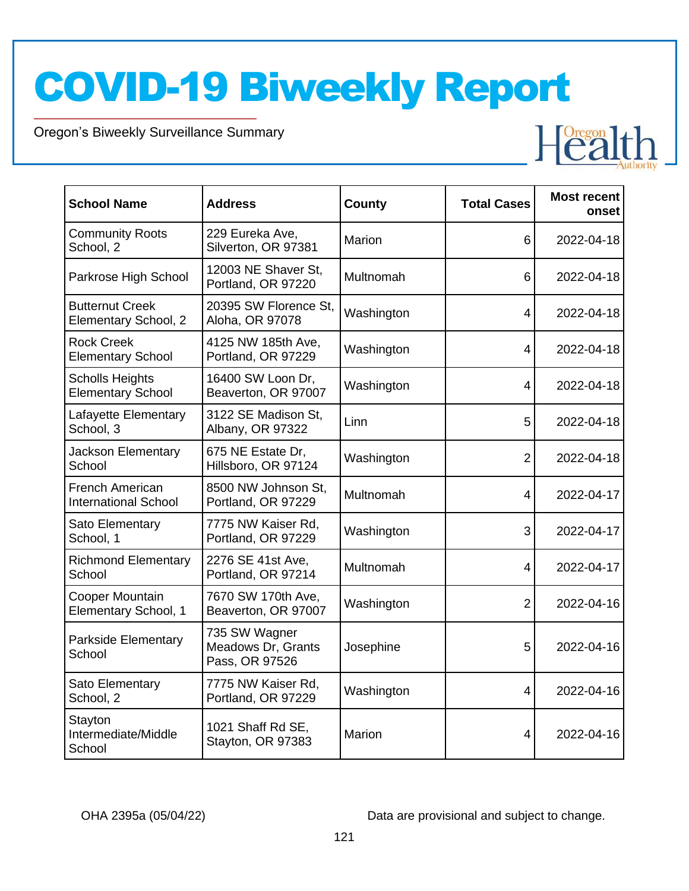| School Name | Address | County | Total Cases | Most recent onset |
|---|---|---|---|---|
| Community Roots School, 2 | 229 Eureka Ave, Silverton, OR 97381 | Marion | 6 | 2022-04-18 |
| Parkrose High School | 12003 NE Shaver St, Portland, OR 97220 | Multnomah | 6 | 2022-04-18 |
| Butternut Creek Elementary School, 2 | 20395 SW Florence St, Aloha, OR 97078 | Washington | 4 | 2022-04-18 |
| Rock Creek Elementary School | 4125 NW 185th Ave, Portland, OR 97229 | Washington | 4 | 2022-04-18 |
| Scholls Heights Elementary School | 16400 SW Loon Dr, Beaverton, OR 97007 | Washington | 4 | 2022-04-18 |
| Lafayette Elementary School, 3 | 3122 SE Madison St, Albany, OR 97322 | Linn | 5 | 2022-04-18 |
| Jackson Elementary School | 675 NE Estate Dr, Hillsboro, OR 97124 | Washington | 2 | 2022-04-18 |
| French American International School | 8500 NW Johnson St, Portland, OR 97229 | Multnomah | 4 | 2022-04-17 |
| Sato Elementary School, 1 | 7775 NW Kaiser Rd, Portland, OR 97229 | Washington | 3 | 2022-04-17 |
| Richmond Elementary School | 2276 SE 41st Ave, Portland, OR 97214 | Multnomah | 4 | 2022-04-17 |
| Cooper Mountain Elementary School, 1 | 7670 SW 170th Ave, Beaverton, OR 97007 | Washington | 2 | 2022-04-16 |
| Parkside Elementary School | 735 SW Wagner Meadows Dr, Grants Pass, OR 97526 | Josephine | 5 | 2022-04-16 |
| Sato Elementary School, 2 | 7775 NW Kaiser Rd, Portland, OR 97229 | Washington | 4 | 2022-04-16 |
| Stayton Intermediate/Middle School | 1021 Shaff Rd SE, Stayton, OR 97383 | Marion | 4 | 2022-04-16 |

OHA 2395a (05/04/22) Data are provisional and subject to change.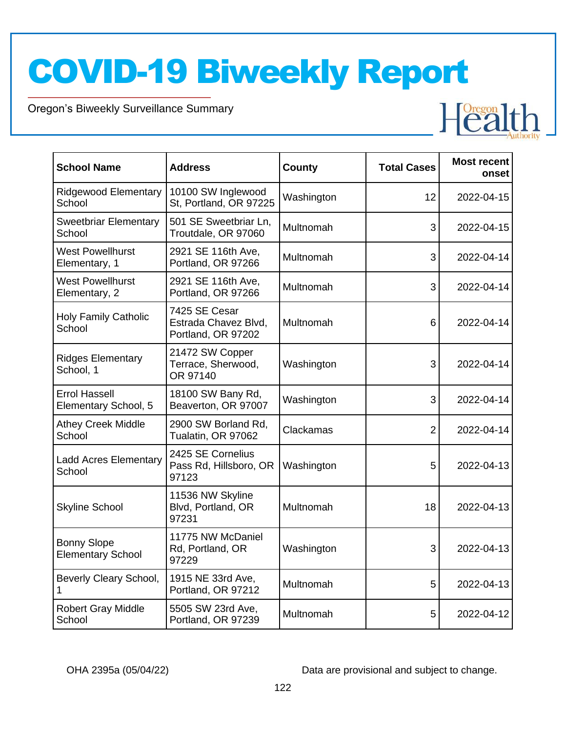# COVID-19 Biweekly Report

Oregon's Biweekly Surveillance Summary

| School Name | Address | County | Total Cases | Most recent onset |
|---|---|---|---|---|
| Ridgewood Elementary School | 10100 SW Inglewood St, Portland, OR 97225 | Washington | 12 | 2022-04-15 |
| Sweetbriar Elementary School | 501 SE Sweetbriar Ln, Troutdale, OR 97060 | Multnomah | 3 | 2022-04-15 |
| West Powellhurst Elementary, 1 | 2921 SE 116th Ave, Portland, OR 97266 | Multnomah | 3 | 2022-04-14 |
| West Powellhurst Elementary, 2 | 2921 SE 116th Ave, Portland, OR 97266 | Multnomah | 3 | 2022-04-14 |
| Holy Family Catholic School | 7425 SE Cesar Estrada Chavez Blvd, Portland, OR 97202 | Multnomah | 6 | 2022-04-14 |
| Ridges Elementary School, 1 | 21472 SW Copper Terrace, Sherwood, OR 97140 | Washington | 3 | 2022-04-14 |
| Errol Hassell Elementary School, 5 | 18100 SW Bany Rd, Beaverton, OR 97007 | Washington | 3 | 2022-04-14 |
| Athey Creek Middle School | 2900 SW Borland Rd, Tualatin, OR 97062 | Clackamas | 2 | 2022-04-14 |
| Ladd Acres Elementary School | 2425 SE Cornelius Pass Rd, Hillsboro, OR 97123 | Washington | 5 | 2022-04-13 |
| Skyline School | 11536 NW Skyline Blvd, Portland, OR 97231 | Multnomah | 18 | 2022-04-13 |
| Bonny Slope Elementary School | 11775 NW McDaniel Rd, Portland, OR 97229 | Washington | 3 | 2022-04-13 |
| Beverly Cleary School, 1 | 1915 NE 33rd Ave, Portland, OR 97212 | Multnomah | 5 | 2022-04-13 |
| Robert Gray Middle School | 5505 SW 23rd Ave, Portland, OR 97239 | Multnomah | 5 | 2022-04-12 |

OHA 2395a (05/04/22)

Data are provisional and subject to change.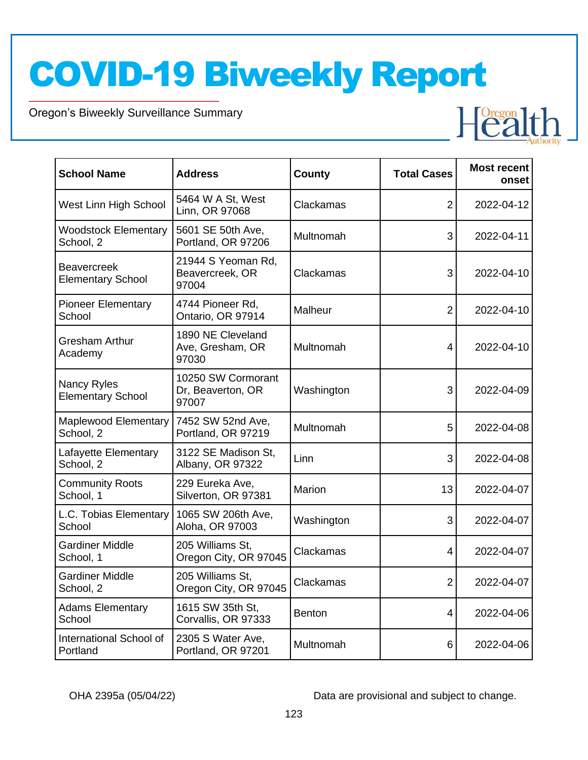# COVID-19 Biweekly Report

Oregon's Biweekly Surveillance Summary

| School Name | Address | County | Total Cases | Most recent onset |
|---|---|---|---|---|
| West Linn High School | 5464 W A St, West Linn, OR 97068 | Clackamas | 2 | 2022-04-12 |
| Woodstock Elementary School, 2 | 5601 SE 50th Ave, Portland, OR 97206 | Multnomah | 3 | 2022-04-11 |
| Beavercreek Elementary School | 21944 S Yeoman Rd, Beavercreek, OR 97004 | Clackamas | 3 | 2022-04-10 |
| Pioneer Elementary School | 4744 Pioneer Rd, Ontario, OR 97914 | Malheur | 2 | 2022-04-10 |
| Gresham Arthur Academy | 1890 NE Cleveland Ave, Gresham, OR 97030 | Multnomah | 4 | 2022-04-10 |
| Nancy Ryles Elementary School | 10250 SW Cormorant Dr, Beaverton, OR 97007 | Washington | 3 | 2022-04-09 |
| Maplewood Elementary School, 2 | 7452 SW 52nd Ave, Portland, OR 97219 | Multnomah | 5 | 2022-04-08 |
| Lafayette Elementary School, 2 | 3122 SE Madison St, Albany, OR 97322 | Linn | 3 | 2022-04-08 |
| Community Roots School, 1 | 229 Eureka Ave, Silverton, OR 97381 | Marion | 13 | 2022-04-07 |
| L.C. Tobias Elementary School | 1065 SW 206th Ave, Aloha, OR 97003 | Washington | 3 | 2022-04-07 |
| Gardiner Middle School, 1 | 205 Williams St, Oregon City, OR 97045 | Clackamas | 4 | 2022-04-07 |
| Gardiner Middle School, 2 | 205 Williams St, Oregon City, OR 97045 | Clackamas | 2 | 2022-04-07 |
| Adams Elementary School | 1615 SW 35th St, Corvallis, OR 97333 | Benton | 4 | 2022-04-06 |
| International School of Portland | 2305 S Water Ave, Portland, OR 97201 | Multnomah | 6 | 2022-04-06 |

OHA 2395a (05/04/22)

Data are provisional and subject to change.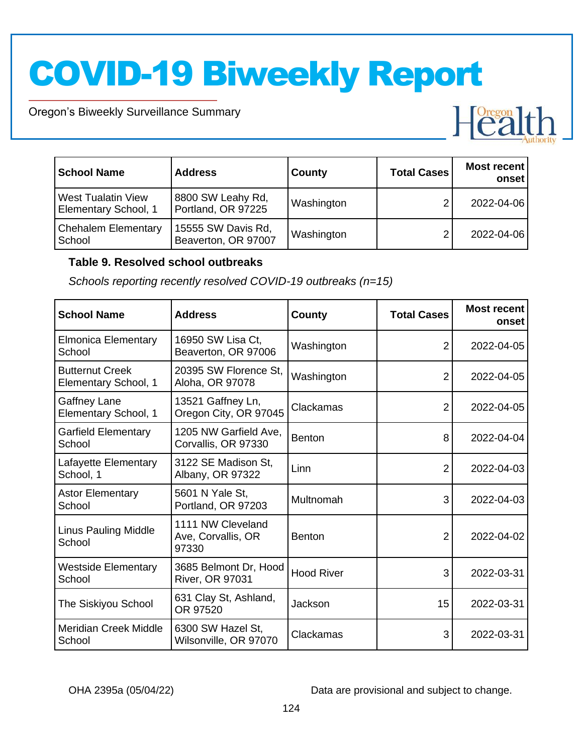| School Name | Address | County | Total Cases | Most recent onset |
|---|---|---|---|---|
| West Tualatin View Elementary School, 1 | 8800 SW Leahy Rd, Portland, OR 97225 | Washington | 2 | 2022-04-06 |
| Chehalem Elementary School | 15555 SW Davis Rd, Beaverton, OR 97007 | Washington | 2 | 2022-04-06 |

**Table 9. Resolved school outbreaks**

*Schools reporting recently resolved COVID-19 outbreaks (n=15)*

| School Name | Address | County | Total Cases | Most recent onset |
|---|---|---|---|---|
| Elmonica Elementary School | 16950 SW Lisa Ct, Beaverton, OR 97006 | Washington | 2 | 2022-04-05 |
| Butternut Creek Elementary School, 1 | 20395 SW Florence St, Aloha, OR 97078 | Washington | 2 | 2022-04-05 |
| Gaffney Lane Elementary School, 1 | 13521 Gaffney Ln, Oregon City, OR 97045 | Clackamas | 2 | 2022-04-05 |
| Garfield Elementary School | 1205 NW Garfield Ave, Corvallis, OR 97330 | Benton | 8 | 2022-04-04 |
| Lafayette Elementary School, 1 | 3122 SE Madison St, Albany, OR 97322 | Linn | 2 | 2022-04-03 |
| Astor Elementary School | 5601 N Yale St, Portland, OR 97203 | Multnomah | 3 | 2022-04-03 |
| Linus Pauling Middle School | 1111 NW Cleveland Ave, Corvallis, OR 97330 | Benton | 2 | 2022-04-02 |
| Westside Elementary School | 3685 Belmont Dr, Hood River, OR 97031 | Hood River | 3 | 2022-03-31 |
| The Siskiyou School | 631 Clay St, Ashland, OR 97520 | Jackson | 15 | 2022-03-31 |
| Meridian Creek Middle School | 6300 SW Hazel St, Wilsonville, OR 97070 | Clackamas | 3 | 2022-03-31 |

OHA 2395a (05/04/22) Data are provisional and subject to change.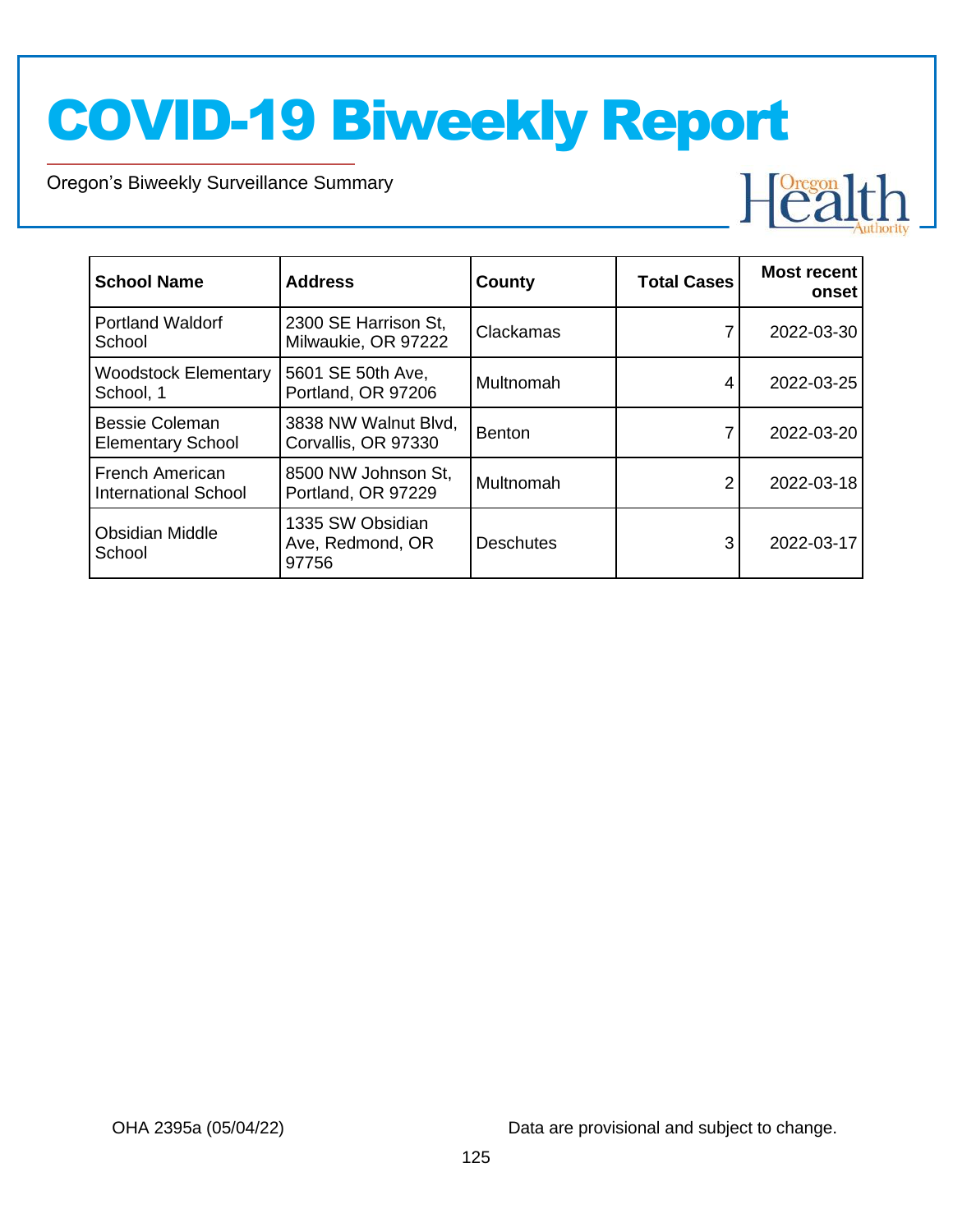| School Name | Address | County | Total Cases | Most recent onset |
|---|---|---|---|---|
| Portland Waldorf School | 2300 SE Harrison St, Milwaukie, OR 97222 | Clackamas | 7 | 2022-03-30 |
| Woodstock Elementary School, 1 | 5601 SE 50th Ave, Portland, OR 97206 | Multnomah | 4 | 2022-03-25 |
| Bessie Coleman Elementary School | 3838 NW Walnut Blvd, Corvallis, OR 97330 | Benton | 7 | 2022-03-20 |
| French American International School | 8500 NW Johnson St, Portland, OR 97229 | Multnomah | 2 | 2022-03-18 |
| Obsidian Middle School | 1335 SW Obsidian Ave, Redmond, OR 97756 | Deschutes | 3 | 2022-03-17 |